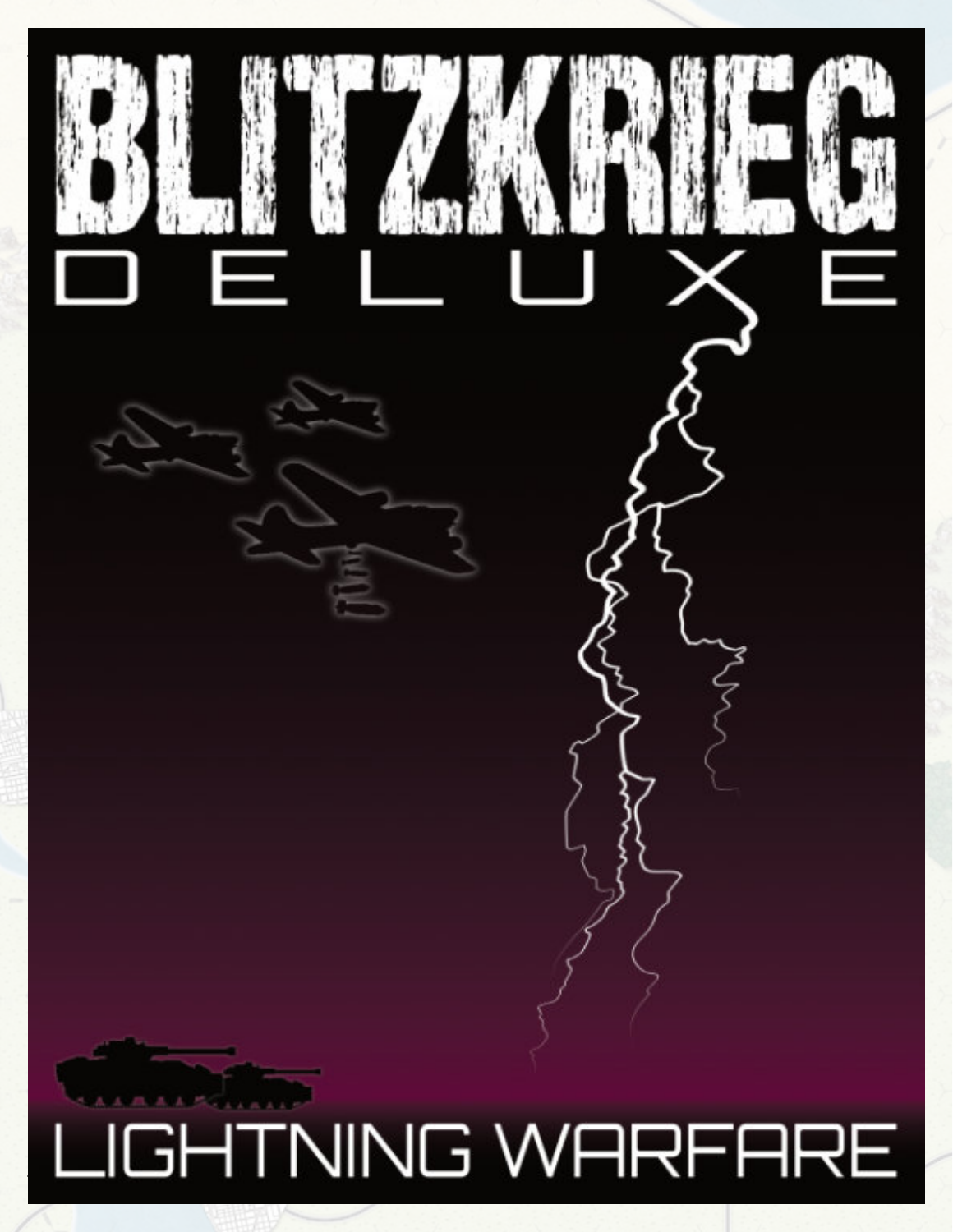# BLITZKRIEG

## DELUXE

## LIGHTNING WARFARE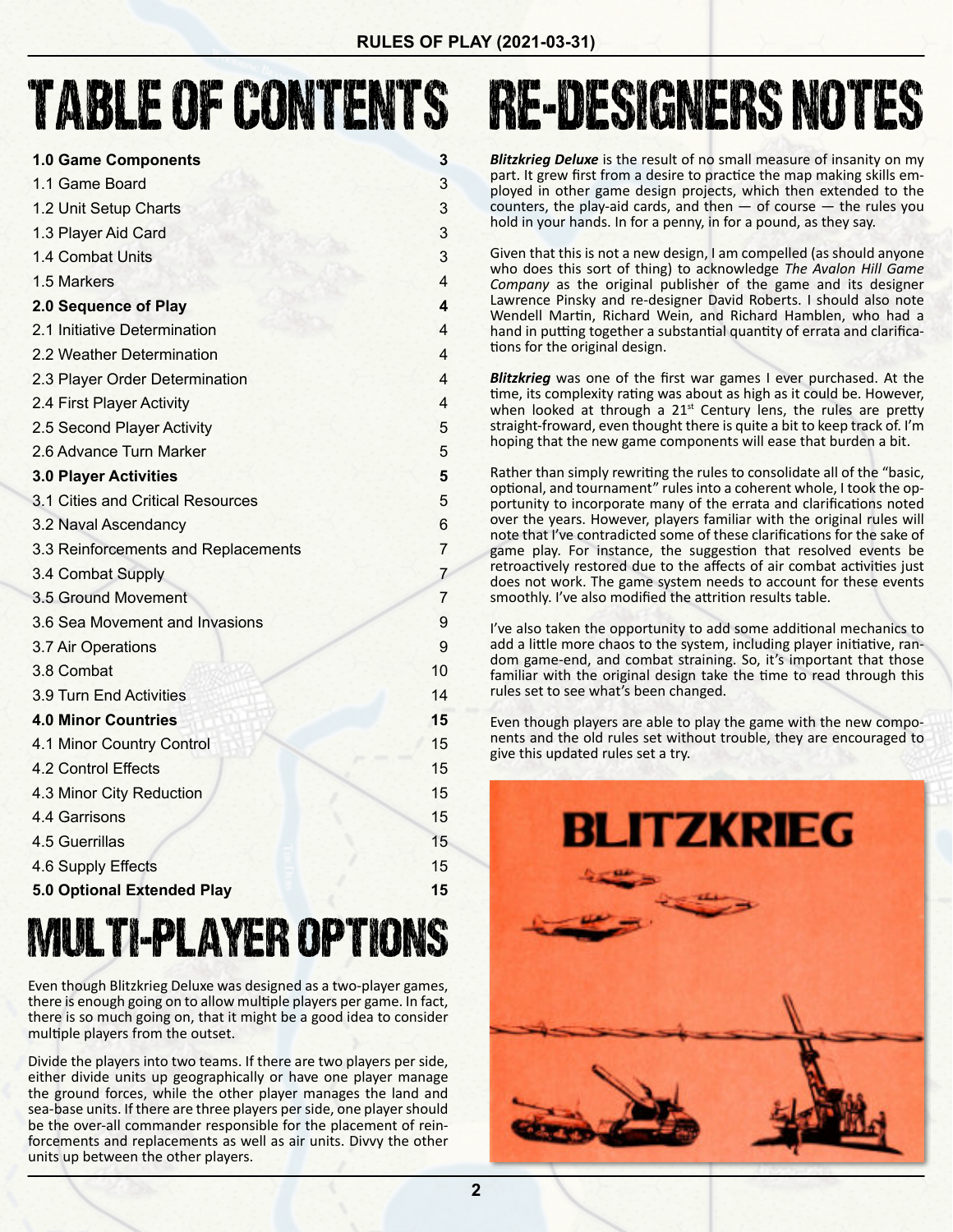# TABLE OF CONTENTS

| Section | Page |
|---|---|
| **1.0 Game Components** | **3** |
| 1.1 Game Board | 3 |
| 1.2 Unit Setup Charts | 3 |
| 1.3 Player Aid Card | 3 |
| 1.4 Combat Units | 3 |
| 1.5 Markers | 4 |
| **2.0 Sequence of Play** | **4** |
| 2.1 Initiative Determination | 4 |
| 2.2 Weather Determination | 4 |
| 2.3 Player Order Determination | 4 |
| 2.4 First Player Activity | 4 |
| 2.5 Second Player Activity | 5 |
| 2.6 Advance Turn Marker | 5 |
| **3.0 Player Activities** | **5** |
| 3.1 Cities and Critical Resources | 5 |
| 3.2 Naval Ascendancy | 6 |
| 3.3 Reinforcements and Replacements | 7 |
| 3.4 Combat Supply | 7 |
| 3.5 Ground Movement | 7 |
| 3.6 Sea Movement and Invasions | 9 |
| 3.7 Air Operations | 9 |
| 3.8 Combat | 10 |
| 3.9 Turn End Activities | 14 |
| **4.0 Minor Countries** | **15** |
| 4.1 Minor Country Control | 15 |
| 4.2 Control Effects | 15 |
| 4.3 Minor City Reduction | 15 |
| 4.4 Garrisons | 15 |
| 4.5 Guerrillas | 15 |
| 4.6 Supply Effects | 15 |
| **5.0 Optional Extended Play** | **15** |

# MULTI-PLAYER OPTIONS

Even though Blitzkrieg Deluxe was designed as a two-player games, there is enough going on to allow multiple players per game. In fact, there is so much going on, that it might be a good idea to consider multiple players from the outset.

Divide the players into two teams. If there are two players per side, either divide units up geographically or have one player manage the ground forces, while the other player manages the land and sea-base units. If there are three players per side, one player should be the over-all commander responsible for the placement of reinforcements and replacements as well as air units. Divvy the other units up between the other players.

# RE-DESIGNERS NOTES

***Blitzkrieg Deluxe*** is the result of no small measure of insanity on my part. It grew first from a desire to practice the map making skills employed in other game design projects, which then extended to the counters, the play-aid cards, and then — of course — the rules you hold in your hands. In for a penny, in for a pound, as they say.

Given that this is not a new design, I am compelled (as should anyone who does this sort of thing) to acknowledge *The Avalon Hill Game Company* as the original publisher of the game and its designer Lawrence Pinsky and re-designer David Roberts. I should also note Wendell Martin, Richard Wein, and Richard Hamblen, who had a hand in putting together a substantial quantity of errata and clarifications for the original design.

***Blitzkrieg*** was one of the first war games I ever purchased. At the time, its complexity rating was about as high as it could be. However, when looked at through a 21st Century lens, the rules are pretty straight-froward, even thought there is quite a bit to keep track of. I'm hoping that the new game components will ease that burden a bit.

Rather than simply rewriting the rules to consolidate all of the "basic, optional, and tournament" rules into a coherent whole, I took the opportunity to incorporate many of the errata and clarifications noted over the years. However, players familiar with the original rules will note that I've contradicted some of these clarifications for the sake of game play. For instance, the suggestion that resolved events be retroactively restored due to the affects of air combat activities just does not work. The game system needs to account for these events smoothly. I've also modified the attrition results table.

I've also taken the opportunity to add some additional mechanics to add a little more chaos to the system, including player initiative, random game-end, and combat straining. So, it's important that those familiar with the original design take the time to read through this rules set to see what's been changed.

Even though players are able to play the game with the new components and the old rules set without trouble, they are encouraged to give this updated rules set a try.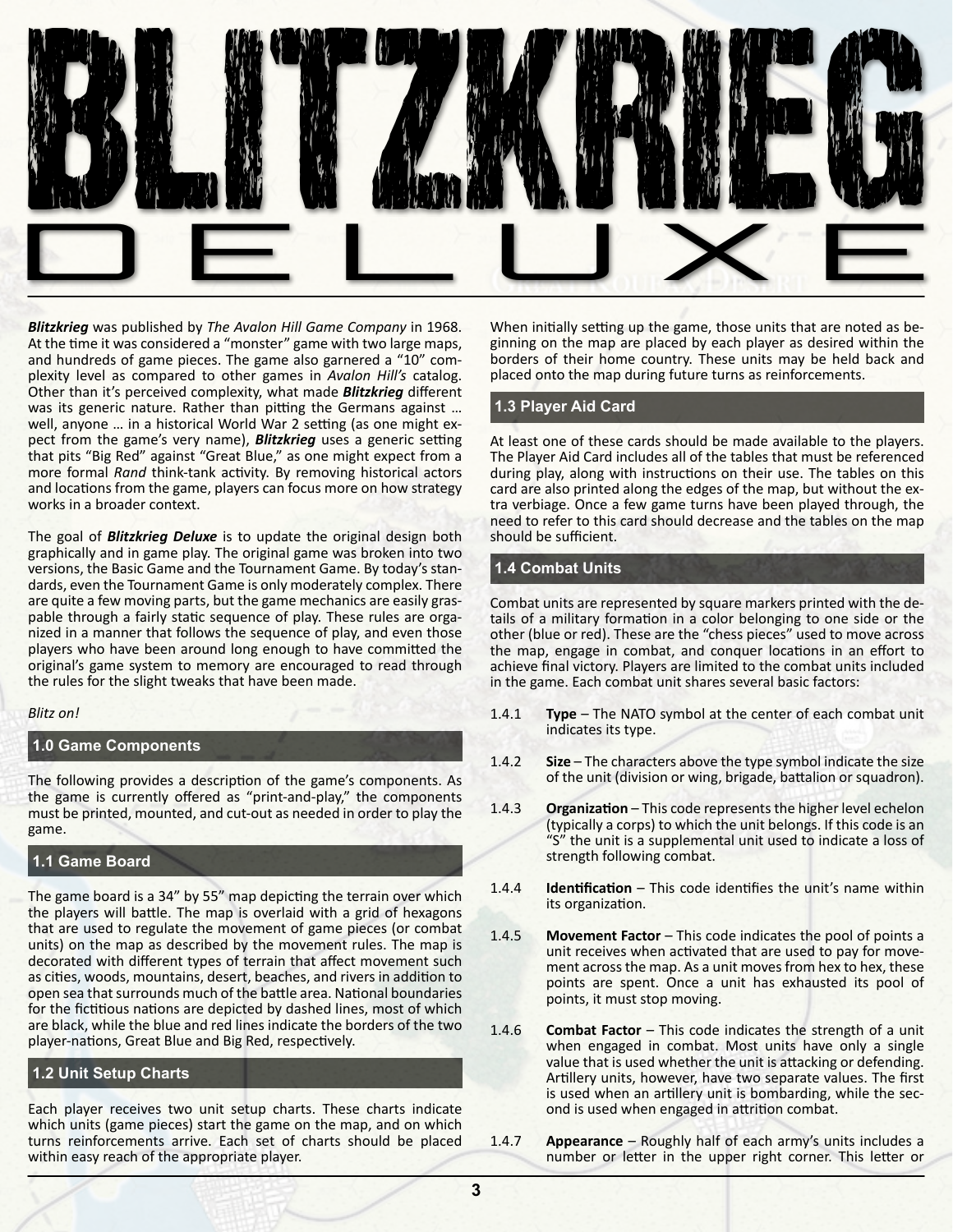# BLITZKRIEG DELUXE

***Blitzkrieg*** was published by *The Avalon Hill Game Company* in 1968. At the time it was considered a "monster" game with two large maps, and hundreds of game pieces. The game also garnered a "10" complexity level as compared to other games in *Avalon Hill's* catalog. Other than it's perceived complexity, what made ***Blitzkrieg*** different was its generic nature. Rather than pitting the Germans against … well, anyone … in a historical World War 2 setting (as one might expect from the game's very name), ***Blitzkrieg*** uses a generic setting that pits "Big Red" against "Great Blue," as one might expect from a more formal *Rand* think-tank activity. By removing historical actors and locations from the game, players can focus more on how strategy works in a broader context.

The goal of ***Blitzkrieg Deluxe*** is to update the original design both graphically and in game play. The original game was broken into two versions, the Basic Game and the Tournament Game. By today's standards, even the Tournament Game is only moderately complex. There are quite a few moving parts, but the game mechanics are easily graspable through a fairly static sequence of play. These rules are organized in a manner that follows the sequence of play, and even those players who have been around long enough to have committed the original's game system to memory are encouraged to read through the rules for the slight tweaks that have been made.

*Blitz on!*

## 1.0 Game Components

The following provides a description of the game's components. As the game is currently offered as "print-and-play," the components must be printed, mounted, and cut-out as needed in order to play the game.

## 1.1 Game Board

The game board is a 34" by 55" map depicting the terrain over which the players will battle. The map is overlaid with a grid of hexagons that are used to regulate the movement of game pieces (or combat units) on the map as described by the movement rules. The map is decorated with different types of terrain that affect movement such as cities, woods, mountains, desert, beaches, and rivers in addition to open sea that surrounds much of the battle area. National boundaries for the fictitious nations are depicted by dashed lines, most of which are black, while the blue and red lines indicate the borders of the two player-nations, Great Blue and Big Red, respectively.

## 1.2 Unit Setup Charts

Each player receives two unit setup charts. These charts indicate which units (game pieces) start the game on the map, and on which turns reinforcements arrive. Each set of charts should be placed within easy reach of the appropriate player.

When initially setting up the game, those units that are noted as beginning on the map are placed by each player as desired within the borders of their home country. These units may be held back and placed onto the map during future turns as reinforcements.

## 1.3 Player Aid Card

At least one of these cards should be made available to the players. The Player Aid Card includes all of the tables that must be referenced during play, along with instructions on their use. The tables on this card are also printed along the edges of the map, but without the extra verbiage. Once a few game turns have been played through, the need to refer to this card should decrease and the tables on the map should be sufficient.

## 1.4 Combat Units

Combat units are represented by square markers printed with the details of a military formation in a color belonging to one side or the other (blue or red). These are the "chess pieces" used to move across the map, engage in combat, and conquer locations in an effort to achieve final victory. Players are limited to the combat units included in the game. Each combat unit shares several basic factors:

1.4.1 **Type** – The NATO symbol at the center of each combat unit indicates its type.

1.4.2 **Size** – The characters above the type symbol indicate the size of the unit (division or wing, brigade, battalion or squadron).

1.4.3 **Organization** – This code represents the higher level echelon (typically a corps) to which the unit belongs. If this code is an "S" the unit is a supplemental unit used to indicate a loss of strength following combat.

1.4.4 **Identification** – This code identifies the unit's name within its organization.

1.4.5 **Movement Factor** – This code indicates the pool of points a unit receives when activated that are used to pay for movement across the map. As a unit moves from hex to hex, these points are spent. Once a unit has exhausted its pool of points, it must stop moving.

1.4.6 **Combat Factor** – This code indicates the strength of a unit when engaged in combat. Most units have only a single value that is used whether the unit is attacking or defending. Artillery units, however, have two separate values. The first is used when an artillery unit is bombarding, while the second is used when engaged in attrition combat.

1.4.7 **Appearance** – Roughly half of each army's units includes a number or letter in the upper right corner. This letter or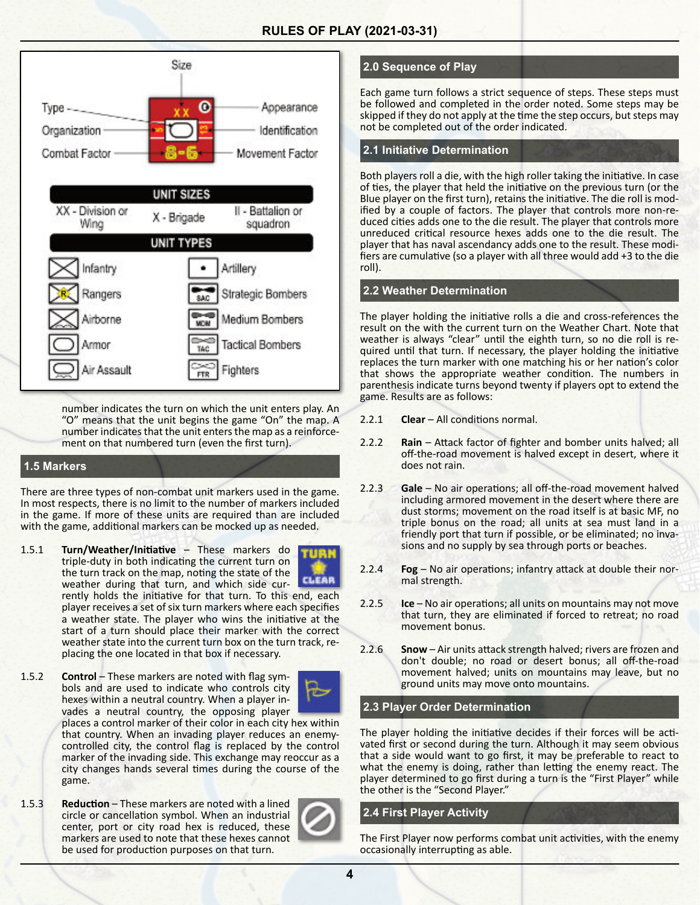Size

Type — Appearance

Organization — Identification

Combat Factor — Movement Factor

**UNIT SIZES**

| XX - Division or Wing | X - Brigade | II - Battalion or squadron |
|---|---|---|

**UNIT TYPES**

| | |
|---|---|
| Infantry | Artillery |
| Rangers | Strategic Bombers |
| Airborne | Medium Bombers |
| Armor | Tactical Bombers |
| Air Assault | Fighters |

number indicates the turn on which the unit enters play. An "O" means that the unit begins the game "On" the map. A number indicates that the unit enters the map as a reinforcement on that numbered turn (even the first turn).

## 1.5 Markers

There are three types of non-combat unit markers used in the game. In most respects, there is no limit to the number of markers included in the game. If more of these units are required than are included with the game, additional markers can be mocked up as needed.

1.5.1 **Turn/Weather/Initiative** – These markers do triple-duty in both indicating the current turn on the turn track on the map, noting the state of the weather during that turn, and which side currently holds the initiative for that turn. To this end, each player receives a set of six turn markers where each specifies a weather state. The player who wins the initiative at the start of a turn should place their marker with the correct weather state into the current turn box on the turn track, replacing the one located in that box if necessary.

1.5.2 **Control** – These markers are noted with flag symbols and are used to indicate who controls city hexes within a neutral country. When a player invades a neutral country, the opposing player places a control marker of their color in each city hex within that country. When an invading player reduces an enemy-controlled city, the control flag is replaced by the control marker of the invading side. This exchange may reoccur as a city changes hands several times during the course of the game.

1.5.3 **Reduction** – These markers are noted with a lined circle or cancellation symbol. When an industrial center, port or city road hex is reduced, these markers are used to note that these hexes cannot be used for production purposes on that turn.

## 2.0 Sequence of Play

Each game turn follows a strict sequence of steps. These steps must be followed and completed in the order noted. Some steps may be skipped if they do not apply at the time the step occurs, but steps may not be completed out of the order indicated.

## 2.1 Initiative Determination

Both players roll a die, with the high roller taking the initiative. In case of ties, the player that held the initiative on the previous turn (or the Blue player on the first turn), retains the initiative. The die roll is modified by a couple of factors. The player that controls more non-reduced cities adds one to the die result. The player that controls more unreduced critical resource hexes adds one to the die result. The player that has naval ascendancy adds one to the result. These modifiers are cumulative (so a player with all three would add +3 to the die roll).

## 2.2 Weather Determination

The player holding the initiative rolls a die and cross-references the result on the with the current turn on the Weather Chart. Note that weather is always "clear" until the eighth turn, so no die roll is required until that turn. If necessary, the player holding the initiative replaces the turn marker with one matching his or her nation's color that shows the appropriate weather condition. The numbers in parenthesis indicate turns beyond twenty if players opt to extend the game. Results are as follows:

2.2.1 **Clear** – All conditions normal.

2.2.2 **Rain** – Attack factor of fighter and bomber units halved; all off-the-road movement is halved except in desert, where it does not rain.

2.2.3 **Gale** – No air operations; all off-the-road movement halved including armored movement in the desert where there are dust storms; movement on the road itself is at basic MF, no triple bonus on the road; all units at sea must land in a friendly port that turn if possible, or be eliminated; no invasions and no supply by sea through ports or beaches.

2.2.4 **Fog** – No air operations; infantry attack at double their normal strength.

2.2.5 **Ice** – No air operations; all units on mountains may not move that turn, they are eliminated if forced to retreat; no road movement bonus.

2.2.6 **Snow** – Air units attack strength halved; rivers are frozen and don't double; no road or desert bonus; all off-the-road movement halved; units on mountains may leave, but no ground units may move onto mountains.

## 2.3 Player Order Determination

The player holding the initiative decides if their forces will be activated first or second during the turn. Although it may seem obvious that a side would want to go first, it may be preferable to react to what the enemy is doing, rather than letting the enemy react. The player determined to go first during a turn is the "First Player" while the other is the "Second Player."

## 2.4 First Player Activity

The First Player now performs combat unit activities, with the enemy occasionally interrupting as able.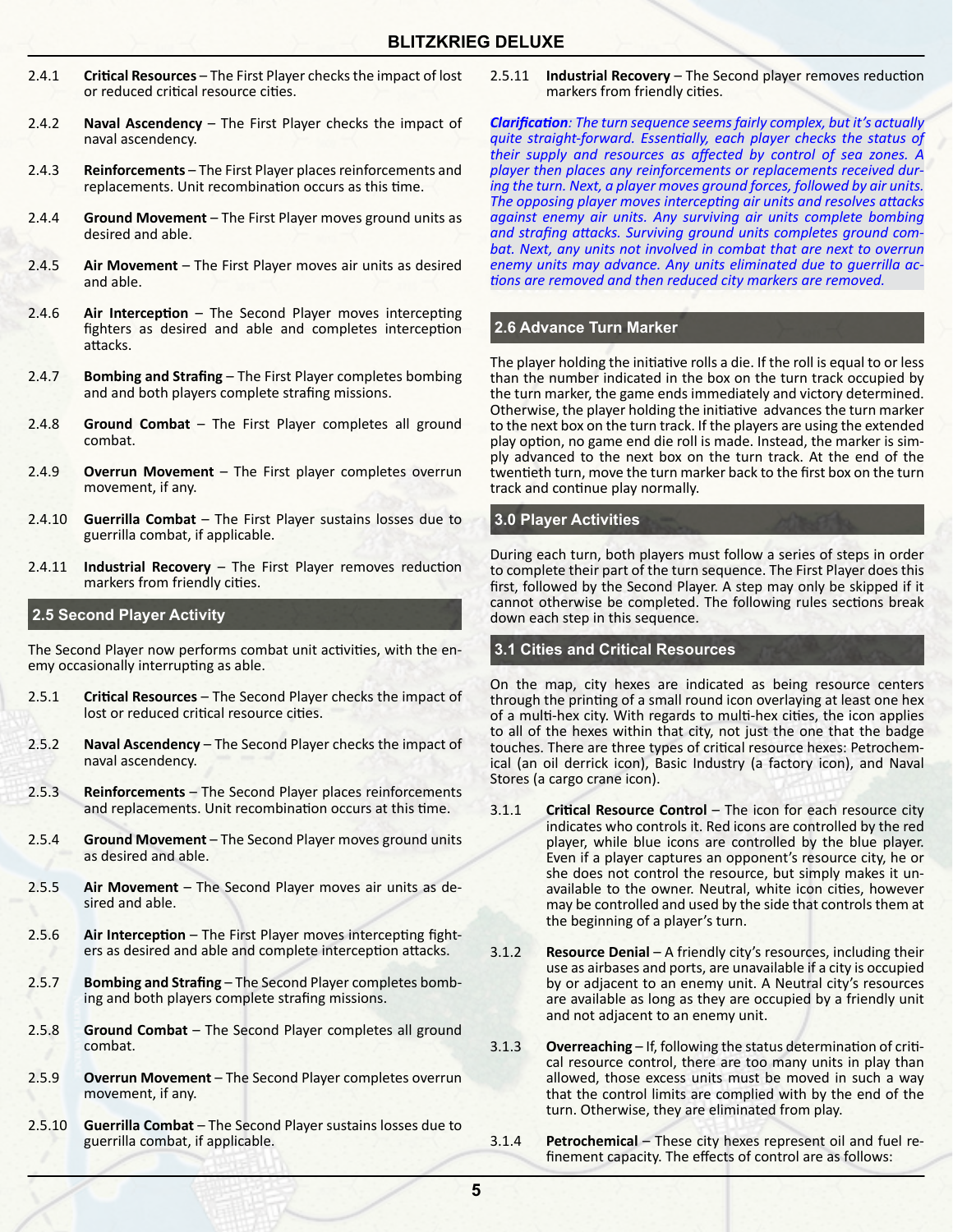2.4.1 **Critical Resources** – The First Player checks the impact of lost or reduced critical resource cities.

2.4.2 **Naval Ascendency** – The First Player checks the impact of naval ascendency.

2.4.3 **Reinforcements** – The First Player places reinforcements and replacements. Unit recombination occurs as this time.

2.4.4 **Ground Movement** – The First Player moves ground units as desired and able.

2.4.5 **Air Movement** – The First Player moves air units as desired and able.

2.4.6 **Air Interception** – The Second Player moves intercepting fighters as desired and able and completes interception attacks.

2.4.7 **Bombing and Strafing** – The First Player completes bombing and and both players complete strafing missions.

2.4.8 **Ground Combat** – The First Player completes all ground combat.

2.4.9 **Overrun Movement** – The First player completes overrun movement, if any.

2.4.10 **Guerrilla Combat** – The First Player sustains losses due to guerrilla combat, if applicable.

2.4.11 **Industrial Recovery** – The First Player removes reduction markers from friendly cities.

## 2.5 Second Player Activity

The Second Player now performs combat unit activities, with the enemy occasionally interrupting as able.

2.5.1 **Critical Resources** – The Second Player checks the impact of lost or reduced critical resource cities.

2.5.2 **Naval Ascendency** – The Second Player checks the impact of naval ascendency.

2.5.3 **Reinforcements** – The Second Player places reinforcements and replacements. Unit recombination occurs at this time.

2.5.4 **Ground Movement** – The Second Player moves ground units as desired and able.

2.5.5 **Air Movement** – The Second Player moves air units as desired and able.

2.5.6 **Air Interception** – The First Player moves intercepting fighters as desired and able and complete interception attacks.

2.5.7 **Bombing and Strafing** – The Second Player completes bombing and both players complete strafing missions.

2.5.8 **Ground Combat** – The Second Player completes all ground combat.

2.5.9 **Overrun Movement** – The Second Player completes overrun movement, if any.

2.5.10 **Guerrilla Combat** – The Second Player sustains losses due to guerrilla combat, if applicable.

2.5.11 **Industrial Recovery** – The Second player removes reduction markers from friendly cities.

***Clarification****: The turn sequence seems fairly complex, but it's actually quite straight-forward. Essentially, each player checks the status of their supply and resources as affected by control of sea zones. A player then places any reinforcements or replacements received during the turn. Next, a player moves ground forces, followed by air units. The opposing player moves intercepting air units and resolves attacks against enemy air units. Any surviving air units complete bombing and strafing attacks. Surviving ground units completes ground combat. Next, any units not involved in combat that are next to overrun enemy units may advance. Any units eliminated due to guerrilla actions are removed and then reduced city markers are removed.*

## 2.6 Advance Turn Marker

The player holding the initiative rolls a die. If the roll is equal to or less than the number indicated in the box on the turn track occupied by the turn marker, the game ends immediately and victory determined. Otherwise, the player holding the initiative advances the turn marker to the next box on the turn track. If the players are using the extended play option, no game end die roll is made. Instead, the marker is simply advanced to the next box on the turn track. At the end of the twentieth turn, move the turn marker back to the first box on the turn track and continue play normally.

# 3.0 Player Activities

During each turn, both players must follow a series of steps in order to complete their part of the turn sequence. The First Player does this first, followed by the Second Player. A step may only be skipped if it cannot otherwise be completed. The following rules sections break down each step in this sequence.

## 3.1 Cities and Critical Resources

On the map, city hexes are indicated as being resource centers through the printing of a small round icon overlaying at least one hex of a multi-hex city. With regards to multi-hex cities, the icon applies to all of the hexes within that city, not just the one that the badge touches. There are three types of critical resource hexes: Petrochemical (an oil derrick icon), Basic Industry (a factory icon), and Naval Stores (a cargo crane icon).

3.1.1 **Critical Resource Control** – The icon for each resource city indicates who controls it. Red icons are controlled by the red player, while blue icons are controlled by the blue player. Even if a player captures an opponent's resource city, he or she does not control the resource, but simply makes it unavailable to the owner. Neutral, white icon cities, however may be controlled and used by the side that controls them at the beginning of a player's turn.

3.1.2 **Resource Denial** – A friendly city's resources, including their use as airbases and ports, are unavailable if a city is occupied by or adjacent to an enemy unit. A Neutral city's resources are available as long as they are occupied by a friendly unit and not adjacent to an enemy unit.

3.1.3 **Overreaching** – If, following the status determination of critical resource control, there are too many units in play than allowed, those excess units must be moved in such a way that the control limits are complied with by the end of the turn. Otherwise, they are eliminated from play.

3.1.4 **Petrochemical** – These city hexes represent oil and fuel refinement capacity. The effects of control are as follows: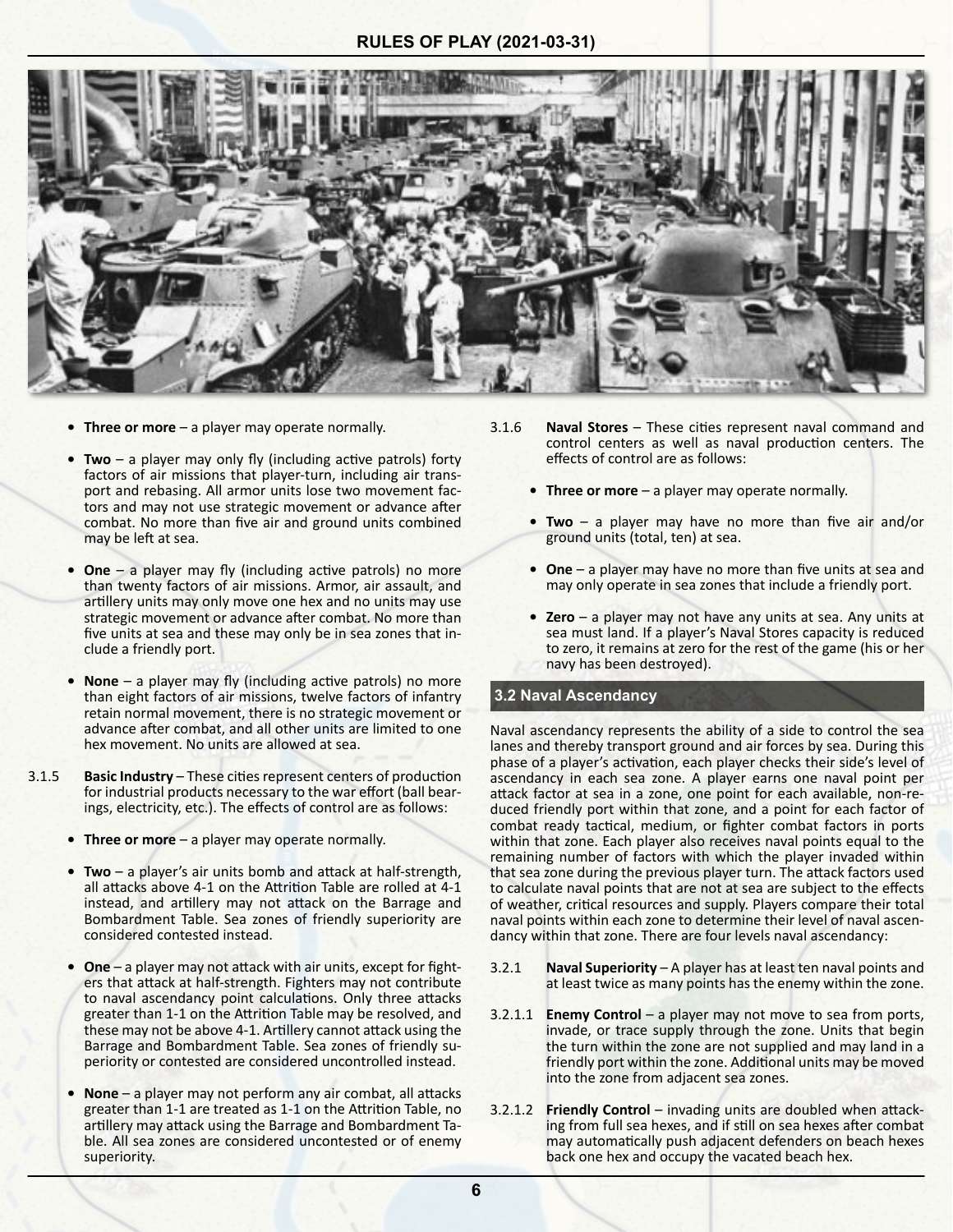- **Three or more** – a player may operate normally.

- **Two** – a player may only fly (including active patrols) forty factors of air missions that player-turn, including air transport and rebasing. All armor units lose two movement factors and may not use strategic movement or advance after combat. No more than five air and ground units combined may be left at sea.

- **One** – a player may fly (including active patrols) no more than twenty factors of air missions. Armor, air assault, and artillery units may only move one hex and no units may use strategic movement or advance after combat. No more than five units at sea and these may only be in sea zones that include a friendly port.

- **None** – a player may fly (including active patrols) no more than eight factors of air missions, twelve factors of infantry retain normal movement, there is no strategic movement or advance after combat, and all other units are limited to one hex movement. No units are allowed at sea.

3.1.5 **Basic Industry** – These cities represent centers of production for industrial products necessary to the war effort (ball bearings, electricity, etc.). The effects of control are as follows:

- **Three or more** – a player may operate normally.

- **Two** – a player's air units bomb and attack at half-strength, all attacks above 4-1 on the Attrition Table are rolled at 4-1 instead, and artillery may not attack on the Barrage and Bombardment Table. Sea zones of friendly superiority are considered contested instead.

- **One** – a player may not attack with air units, except for fighters that attack at half-strength. Fighters may not contribute to naval ascendancy point calculations. Only three attacks greater than 1-1 on the Attrition Table may be resolved, and these may not be above 4-1. Artillery cannot attack using the Barrage and Bombardment Table. Sea zones of friendly superiority or contested are considered uncontrolled instead.

- **None** – a player may not perform any air combat, all attacks greater than 1-1 are treated as 1-1 on the Attrition Table, no artillery may attack using the Barrage and Bombardment Table. All sea zones are considered uncontested or of enemy superiority.

3.1.6 **Naval Stores** – These cities represent naval command and control centers as well as naval production centers. The effects of control are as follows:

- **Three or more** – a player may operate normally.

- **Two** – a player may have no more than five air and/or ground units (total, ten) at sea.

- **One** – a player may have no more than five units at sea and may only operate in sea zones that include a friendly port.

- **Zero** – a player may not have any units at sea. Any units at sea must land. If a player's Naval Stores capacity is reduced to zero, it remains at zero for the rest of the game (his or her navy has been destroyed).

## 3.2 Naval Ascendancy

Naval ascendancy represents the ability of a side to control the sea lanes and thereby transport ground and air forces by sea. During this phase of a player's activation, each player checks their side's level of ascendancy in each sea zone. A player earns one naval point per attack factor at sea in a zone, one point for each available, non-reduced friendly port within that zone, and a point for each factor of combat ready tactical, medium, or fighter combat factors in ports within that zone. Each player also receives naval points equal to the remaining number of factors with which the player invaded within that sea zone during the previous player turn. The attack factors used to calculate naval points that are not at sea are subject to the effects of weather, critical resources and supply. Players compare their total naval points within each zone to determine their level of naval ascendancy within that zone. There are four levels naval ascendancy:

3.2.1 **Naval Superiority** – A player has at least ten naval points and at least twice as many points has the enemy within the zone.

3.2.1.1 **Enemy Control** – a player may not move to sea from ports, invade, or trace supply through the zone. Units that begin the turn within the zone are not supplied and may land in a friendly port within the zone. Additional units may be moved into the zone from adjacent sea zones.

3.2.1.2 **Friendly Control** – invading units are doubled when attacking from full sea hexes, and if still on sea hexes after combat may automatically push adjacent defenders on beach hexes back one hex and occupy the vacated beach hex.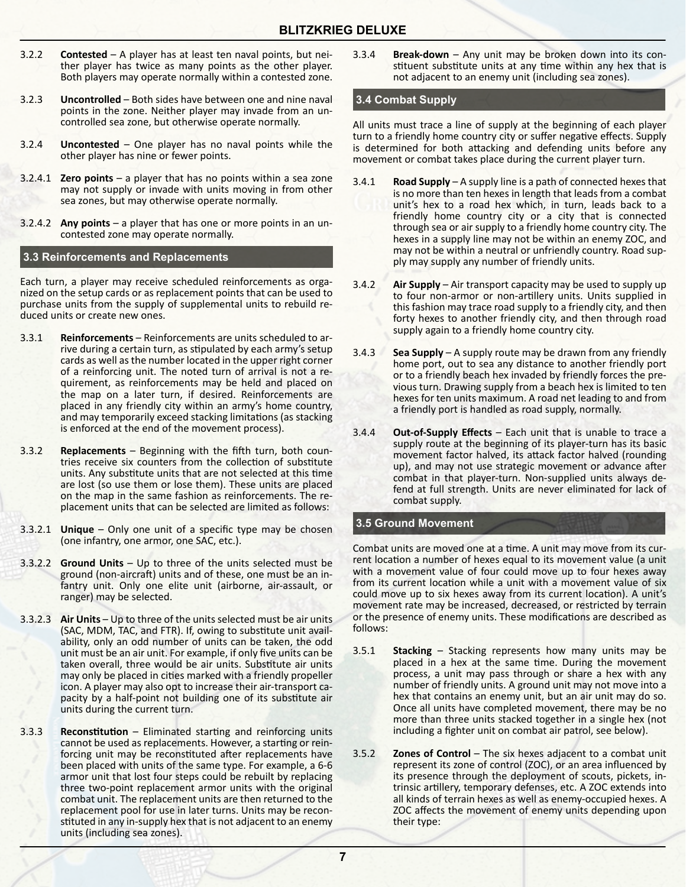3.2.2 **Contested** – A player has at least ten naval points, but neither player has twice as many points as the other player. Both players may operate normally within a contested zone.

3.2.3 **Uncontrolled** – Both sides have between one and nine naval points in the zone. Neither player may invade from an uncontrolled sea zone, but otherwise operate normally.

3.2.4 **Uncontested** – One player has no naval points while the other player has nine or fewer points.

3.2.4.1 **Zero points** – a player that has no points within a sea zone may not supply or invade with units moving in from other sea zones, but may otherwise operate normally.

3.2.4.2 **Any points** – a player that has one or more points in an uncontested zone may operate normally.

## 3.3 Reinforcements and Replacements

Each turn, a player may receive scheduled reinforcements as organized on the setup cards or as replacement points that can be used to purchase units from the supply of supplemental units to rebuild reduced units or create new ones.

3.3.1 **Reinforcements** – Reinforcements are units scheduled to arrive during a certain turn, as stipulated by each army's setup cards as well as the number located in the upper right corner of a reinforcing unit. The noted turn of arrival is not a requirement, as reinforcements may be held and placed on the map on a later turn, if desired. Reinforcements are placed in any friendly city within an army's home country, and may temporarily exceed stacking limitations (as stacking is enforced at the end of the movement process).

3.3.2 **Replacements** – Beginning with the fifth turn, both countries receive six counters from the collection of substitute units. Any substitute units that are not selected at this time are lost (so use them or lose them). These units are placed on the map in the same fashion as reinforcements. The replacement units that can be selected are limited as follows:

3.3.2.1 **Unique** – Only one unit of a specific type may be chosen (one infantry, one armor, one SAC, etc.).

3.3.2.2 **Ground Units** – Up to three of the units selected must be ground (non-aircraft) units and of these, one must be an infantry unit. Only one elite unit (airborne, air-assault, or ranger) may be selected.

3.3.2.3 **Air Units** – Up to three of the units selected must be air units (SAC, MDM, TAC, and FTR). If, owing to substitute unit availability, only an odd number of units can be taken, the odd unit must be an air unit. For example, if only five units can be taken overall, three would be air units. Substitute air units may only be placed in cities marked with a friendly propeller icon. A player may also opt to increase their air-transport capacity by a half-point not building one of its substitute air units during the current turn.

3.3.3 **Reconstitution** – Eliminated starting and reinforcing units cannot be used as replacements. However, a starting or reinforcing unit may be reconstituted after replacements have been placed with units of the same type. For example, a 6-6 armor unit that lost four steps could be rebuilt by replacing three two-point replacement armor units with the original combat unit. The replacement units are then returned to the replacement pool for use in later turns. Units may be reconstituted in any in-supply hex that is not adjacent to an enemy units (including sea zones).

3.3.4 **Break-down** – Any unit may be broken down into its constituent substitute units at any time within any hex that is not adjacent to an enemy unit (including sea zones).

## 3.4 Combat Supply

All units must trace a line of supply at the beginning of each player turn to a friendly home country city or suffer negative effects. Supply is determined for both attacking and defending units before any movement or combat takes place during the current player turn.

3.4.1 **Road Supply** – A supply line is a path of connected hexes that is no more than ten hexes in length that leads from a combat unit's hex to a road hex which, in turn, leads back to a friendly home country city or a city that is connected through sea or air supply to a friendly home country city. The hexes in a supply line may not be within an enemy ZOC, and may not be within a neutral or unfriendly country. Road supply may supply any number of friendly units.

3.4.2 **Air Supply** – Air transport capacity may be used to supply up to four non-armor or non-artillery units. Units supplied in this fashion may trace road supply to a friendly city, and then forty hexes to another friendly city, and then through road supply again to a friendly home country city.

3.4.3 **Sea Supply** – A supply route may be drawn from any friendly home port, out to sea any distance to another friendly port or to a friendly beach hex invaded by friendly forces the previous turn. Drawing supply from a beach hex is limited to ten hexes for ten units maximum. A road net leading to and from a friendly port is handled as road supply, normally.

3.4.4 **Out-of-Supply Effects** – Each unit that is unable to trace a supply route at the beginning of its player-turn has its basic movement factor halved, its attack factor halved (rounding up), and may not use strategic movement or advance after combat in that player-turn. Non-supplied units always defend at full strength. Units are never eliminated for lack of combat supply.

## 3.5 Ground Movement

Combat units are moved one at a time. A unit may move from its current location a number of hexes equal to its movement value (a unit with a movement value of four could move up to four hexes away from its current location while a unit with a movement value of six could move up to six hexes away from its current location). A unit's movement rate may be increased, decreased, or restricted by terrain or the presence of enemy units. These modifications are described as follows:

3.5.1 **Stacking** – Stacking represents how many units may be placed in a hex at the same time. During the movement process, a unit may pass through or share a hex with any number of friendly units. A ground unit may not move into a hex that contains an enemy unit, but an air unit may do so. Once all units have completed movement, there may be no more than three units stacked together in a single hex (not including a fighter unit on combat air patrol, see below).

3.5.2 **Zones of Control** – The six hexes adjacent to a combat unit represent its zone of control (ZOC), or an area influenced by its presence through the deployment of scouts, pickets, intrinsic artillery, temporary defenses, etc. A ZOC extends into all kinds of terrain hexes as well as enemy-occupied hexes. A ZOC affects the movement of enemy units depending upon their type: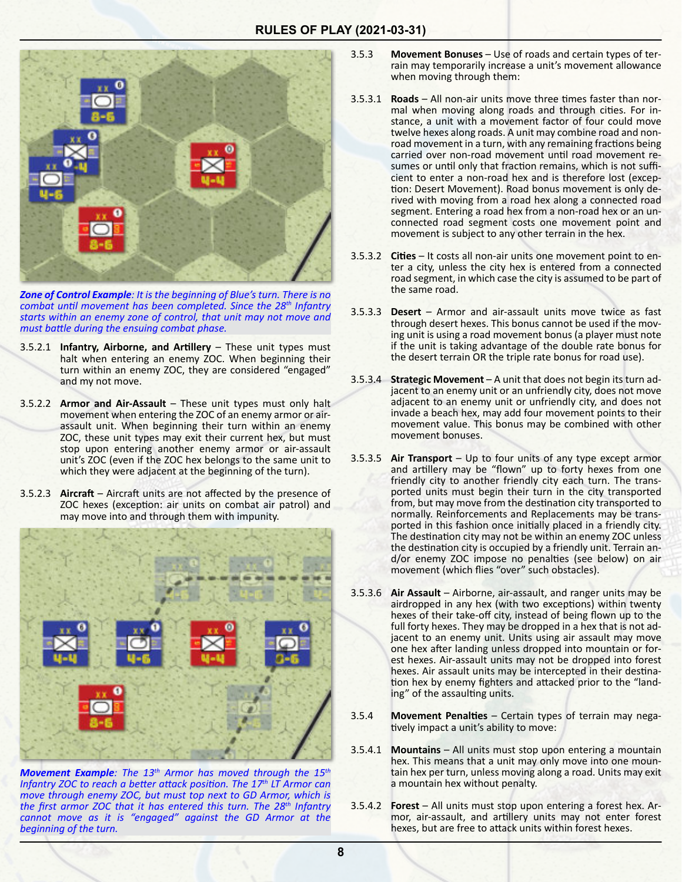*Zone of Control Example: It is the beginning of Blue's turn. There is no combat until movement has been completed. Since the 28th Infantry starts within an enemy zone of control, that unit may not move and must battle during the ensuing combat phase.*

3.5.2.1 **Infantry, Airborne, and Artillery** – These unit types must halt when entering an enemy ZOC. When beginning their turn within an enemy ZOC, they are considered "engaged" and my not move.

3.5.2.2 **Armor and Air-Assault** – These unit types must only halt movement when entering the ZOC of an enemy armor or air-assault unit. When beginning their turn within an enemy ZOC, these unit types may exit their current hex, but must stop upon entering another enemy armor or air-assault unit's ZOC (even if the ZOC hex belongs to the same unit to which they were adjacent at the beginning of the turn).

3.5.2.3 **Aircraft** – Aircraft units are not affected by the presence of ZOC hexes (exception: air units on combat air patrol) and may move into and through them with impunity.

*Movement Example: The 13th Armor has moved through the 15th Infantry ZOC to reach a better attack position. The 17th LT Armor can move through enemy ZOC, but must top next to GD Armor, which is the first armor ZOC that it has entered this turn. The 28th Infantry cannot move as it is "engaged" against the GD Armor at the beginning of the turn.*

3.5.3 **Movement Bonuses** – Use of roads and certain types of terrain may temporarily increase a unit's movement allowance when moving through them:

3.5.3.1 **Roads** – All non-air units move three times faster than normal when moving along roads and through cities. For instance, a unit with a movement factor of four could move twelve hexes along roads. A unit may combine road and non-road movement in a turn, with any remaining fractions being carried over non-road movement until road movement resumes or until only that fraction remains, which is not sufficient to enter a non-road hex and is therefore lost (exception: Desert Movement). Road bonus movement is only derived with moving from a road hex along a connected road segment. Entering a road hex from a non-road hex or an unconnected road segment costs one movement point and movement is subject to any other terrain in the hex.

3.5.3.2 **Cities** – It costs all non-air units one movement point to enter a city, unless the city hex is entered from a connected road segment, in which case the city is assumed to be part of the same road.

3.5.3.3 **Desert** – Armor and air-assault units move twice as fast through desert hexes. This bonus cannot be used if the moving unit is using a road movement bonus (a player must note if the unit is taking advantage of the double rate bonus for the desert terrain OR the triple rate bonus for road use).

3.5.3.4 **Strategic Movement** – A unit that does not begin its turn adjacent to an enemy unit or an unfriendly city, does not move adjacent to an enemy unit or unfriendly city, and does not invade a beach hex, may add four movement points to their movement value. This bonus may be combined with other movement bonuses.

3.5.3.5 **Air Transport** – Up to four units of any type except armor and artillery may be "flown" up to forty hexes from one friendly city to another friendly city each turn. The transported units must begin their turn in the city transported from, but may move from the destination city transported to normally. Reinforcements and Replacements may be transported in this fashion once initially placed in a friendly city. The destination city may not be within an enemy ZOC unless the destination city is occupied by a friendly unit. Terrain and/or enemy ZOC impose no penalties (see below) on air movement (which flies "over" such obstacles).

3.5.3.6 **Air Assault** – Airborne, air-assault, and ranger units may be airdropped in any hex (with two exceptions) within twenty hexes of their take-off city, instead of being flown up to the full forty hexes. They may be dropped in a hex that is not adjacent to an enemy unit. Units using air assault may move one hex after landing unless dropped into mountain or forest hexes. Air-assault units may not be dropped into forest hexes. Air assault units may be intercepted in their destination hex by enemy fighters and attacked prior to the "landing" of the assaulting units.

3.5.4 **Movement Penalties** – Certain types of terrain may negatively impact a unit's ability to move:

3.5.4.1 **Mountains** – All units must stop upon entering a mountain hex. This means that a unit may only move into one mountain hex per turn, unless moving along a road. Units may exit a mountain hex without penalty.

3.5.4.2 **Forest** – All units must stop upon entering a forest hex. Armor, air-assault, and artillery units may not enter forest hexes, but are free to attack units within forest hexes.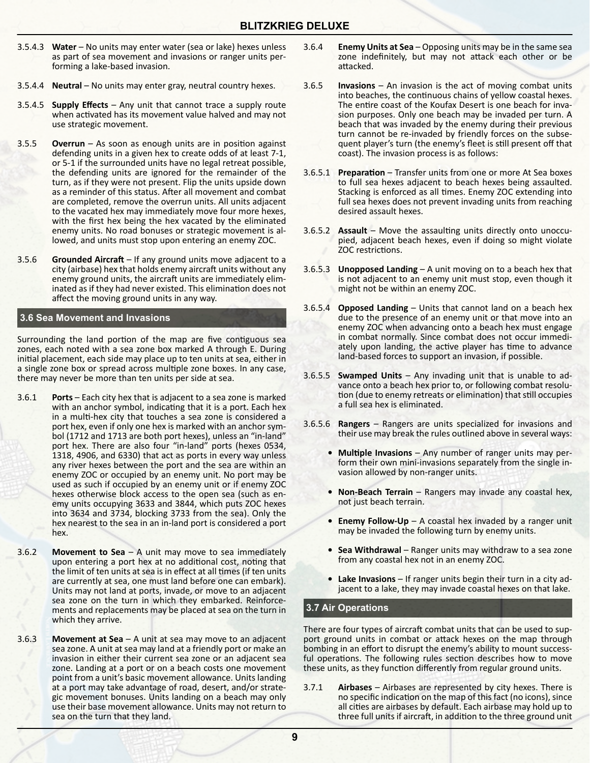3.5.4.3 **Water** – No units may enter water (sea or lake) hexes unless as part of sea movement and invasions or ranger units performing a lake-based invasion.

3.5.4.4 **Neutral** – No units may enter gray, neutral country hexes.

3.5.4.5 **Supply Effects** – Any unit that cannot trace a supply route when activated has its movement value halved and may not use strategic movement.

3.5.5 **Overrun** – As soon as enough units are in position against defending units in a given hex to create odds of at least 7-1, or 5-1 if the surrounded units have no legal retreat possible, the defending units are ignored for the remainder of the turn, as if they were not present. Flip the units upside down as a reminder of this status. After all movement and combat are completed, remove the overrun units. All units adjacent to the vacated hex may immediately move four more hexes, with the first hex being the hex vacated by the eliminated enemy units. No road bonuses or strategic movement is allowed, and units must stop upon entering an enemy ZOC.

3.5.6 **Grounded Aircraft** – If any ground units move adjacent to a city (airbase) hex that holds enemy aircraft units without any enemy ground units, the aircraft units are immediately eliminated as if they had never existed. This elimination does not affect the moving ground units in any way.

## 3.6 Sea Movement and Invasions

Surrounding the land portion of the map are five contiguous sea zones, each noted with a sea zone box marked A through E. During initial placement, each side may place up to ten units at sea, either in a single zone box or spread across multiple zone boxes. In any case, there may never be more than ten units per side at sea.

3.6.1 **Ports** – Each city hex that is adjacent to a sea zone is marked with an anchor symbol, indicating that it is a port. Each hex in a multi-hex city that touches a sea zone is considered a port hex, even if only one hex is marked with an anchor symbol (1712 and 1713 are both port hexes), unless an "in-land" port hex. There are also four "in-land" ports (hexes 0534, 1318, 4906, and 6330) that act as ports in every way unless any river hexes between the port and the sea are within an enemy ZOC or occupied by an enemy unit. No port may be used as such if occupied by an enemy unit or if enemy ZOC hexes otherwise block access to the open sea (such as enemy units occupying 3633 and 3844, which puts ZOC hexes into 3634 and 3734, blocking 3733 from the sea). Only the hex nearest to the sea in an in-land port is considered a port hex.

3.6.2 **Movement to Sea** – A unit may move to sea immediately upon entering a port hex at no additional cost, noting that the limit of ten units at sea is in effect at all times (if ten units are currently at sea, one must land before one can embark). Units may not land at ports, invade, or move to an adjacent sea zone on the turn in which they embarked. Reinforcements and replacements may be placed at sea on the turn in which they arrive.

3.6.3 **Movement at Sea** – A unit at sea may move to an adjacent sea zone. A unit at sea may land at a friendly port or make an invasion in either their current sea zone or an adjacent sea zone. Landing at a port or on a beach costs one movement point from a unit's basic movement allowance. Units landing at a port may take advantage of road, desert, and/or strategic movement bonuses. Units landing on a beach may only use their base movement allowance. Units may not return to sea on the turn that they land.

3.6.4 **Enemy Units at Sea** – Opposing units may be in the same sea zone indefinitely, but may not attack each other or be attacked.

3.6.5 **Invasions** – An invasion is the act of moving combat units into beaches, the continuous chains of yellow coastal hexes. The entire coast of the Koufax Desert is one beach for invasion purposes. Only one beach may be invaded per turn. A beach that was invaded by the enemy during their previous turn cannot be re-invaded by friendly forces on the subsequent player's turn (the enemy's fleet is still present off that coast). The invasion process is as follows:

3.6.5.1 **Preparation** – Transfer units from one or more At Sea boxes to full sea hexes adjacent to beach hexes being assaulted. Stacking is enforced as all times. Enemy ZOC extending into full sea hexes does not prevent invading units from reaching desired assault hexes.

3.6.5.2 **Assault** – Move the assaulting units directly onto unoccupied, adjacent beach hexes, even if doing so might violate ZOC restrictions.

3.6.5.3 **Unopposed Landing** – A unit moving on to a beach hex that is not adjacent to an enemy unit must stop, even though it might not be within an enemy ZOC.

3.6.5.4 **Opposed Landing** – Units that cannot land on a beach hex due to the presence of an enemy unit or that move into an enemy ZOC when advancing onto a beach hex must engage in combat normally. Since combat does not occur immediately upon landing, the active player has time to advance land-based forces to support an invasion, if possible.

3.6.5.5 **Swamped Units** – Any invading unit that is unable to advance onto a beach hex prior to, or following combat resolution (due to enemy retreats or elimination) that still occupies a full sea hex is eliminated.

3.6.5.6 **Rangers** – Rangers are units specialized for invasions and their use may break the rules outlined above in several ways:

- **Multiple Invasions** – Any number of ranger units may perform their own mini-invasions separately from the single invasion allowed by non-ranger units.
- **Non-Beach Terrain** – Rangers may invade any coastal hex, not just beach terrain.
- **Enemy Follow-Up** – A coastal hex invaded by a ranger unit may be invaded the following turn by enemy units.
- **Sea Withdrawal** – Ranger units may withdraw to a sea zone from any coastal hex not in an enemy ZOC.
- **Lake Invasions** – If ranger units begin their turn in a city adjacent to a lake, they may invade coastal hexes on that lake.

## 3.7 Air Operations

There are four types of aircraft combat units that can be used to support ground units in combat or attack hexes on the map through bombing in an effort to disrupt the enemy's ability to mount successful operations. The following rules section describes how to move these units, as they function differently from regular ground units.

3.7.1 **Airbases** – Airbases are represented by city hexes. There is no specific indication on the map of this fact (no icons), since all cities are airbases by default. Each airbase may hold up to three full units if aircraft, in addition to the three ground unit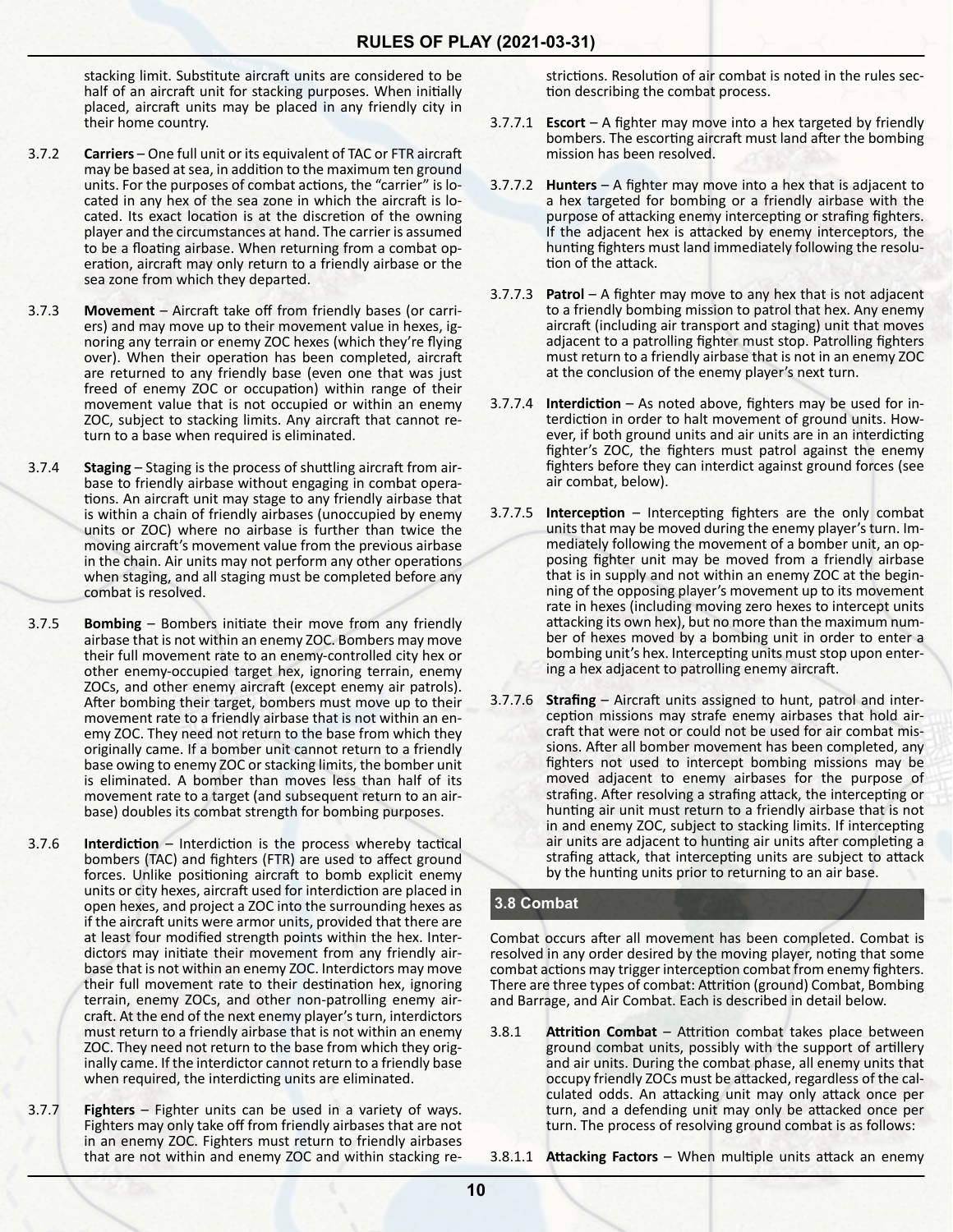stacking limit. Substitute aircraft units are considered to be half of an aircraft unit for stacking purposes. When initially placed, aircraft units may be placed in any friendly city in their home country.

3.7.2 **Carriers** – One full unit or its equivalent of TAC or FTR aircraft may be based at sea, in addition to the maximum ten ground units. For the purposes of combat actions, the "carrier" is located in any hex of the sea zone in which the aircraft is located. Its exact location is at the discretion of the owning player and the circumstances at hand. The carrier is assumed to be a floating airbase. When returning from a combat operation, aircraft may only return to a friendly airbase or the sea zone from which they departed.

3.7.3 **Movement** – Aircraft take off from friendly bases (or carriers) and may move up to their movement value in hexes, ignoring any terrain or enemy ZOC hexes (which they're flying over). When their operation has been completed, aircraft are returned to any friendly base (even one that was just freed of enemy ZOC or occupation) within range of their movement value that is not occupied or within an enemy ZOC, subject to stacking limits. Any aircraft that cannot return to a base when required is eliminated.

3.7.4 **Staging** – Staging is the process of shuttling aircraft from airbase to friendly airbase without engaging in combat operations. An aircraft unit may stage to any friendly airbase that is within a chain of friendly airbases (unoccupied by enemy units or ZOC) where no airbase is further than twice the moving aircraft's movement value from the previous airbase in the chain. Air units may not perform any other operations when staging, and all staging must be completed before any combat is resolved.

3.7.5 **Bombing** – Bombers initiate their move from any friendly airbase that is not within an enemy ZOC. Bombers may move their full movement rate to an enemy-controlled city hex or other enemy-occupied target hex, ignoring terrain, enemy ZOCs, and other enemy aircraft (except enemy air patrols). After bombing their target, bombers must move up to their movement rate to a friendly airbase that is not within an enemy ZOC. They need not return to the base from which they originally came. If a bomber unit cannot return to a friendly base owing to enemy ZOC or stacking limits, the bomber unit is eliminated. A bomber than moves less than half of its movement rate to a target (and subsequent return to an airbase) doubles its combat strength for bombing purposes.

3.7.6 **Interdiction** – Interdiction is the process whereby tactical bombers (TAC) and fighters (FTR) are used to affect ground forces. Unlike positioning aircraft to bomb explicit enemy units or city hexes, aircraft used for interdiction are placed in open hexes, and project a ZOC into the surrounding hexes as if the aircraft units were armor units, provided that there are at least four modified strength points within the hex. Interdictors may initiate their movement from any friendly airbase that is not within an enemy ZOC. Interdictors may move their full movement rate to their destination hex, ignoring terrain, enemy ZOCs, and other non-patrolling enemy aircraft. At the end of the next enemy player's turn, interdictors must return to a friendly airbase that is not within an enemy ZOC. They need not return to the base from which they originally came. If the interdictor cannot return to a friendly base when required, the interdicting units are eliminated.

3.7.7 **Fighters** – Fighter units can be used in a variety of ways. Fighters may only take off from friendly airbases that are not in an enemy ZOC. Fighters must return to friendly airbases that are not within and enemy ZOC and within stacking restrictions. Resolution of air combat is noted in the rules section describing the combat process.

3.7.7.1 **Escort** – A fighter may move into a hex targeted by friendly bombers. The escorting aircraft must land after the bombing mission has been resolved.

3.7.7.2 **Hunters** – A fighter may move into a hex that is adjacent to a hex targeted for bombing or a friendly airbase with the purpose of attacking enemy intercepting or strafing fighters. If the adjacent hex is attacked by enemy interceptors, the hunting fighters must land immediately following the resolution of the attack.

3.7.7.3 **Patrol** – A fighter may move to any hex that is not adjacent to a friendly bombing mission to patrol that hex. Any enemy aircraft (including air transport and staging) unit that moves adjacent to a patrolling fighter must stop. Patrolling fighters must return to a friendly airbase that is not in an enemy ZOC at the conclusion of the enemy player's next turn.

3.7.7.4 **Interdiction** – As noted above, fighters may be used for interdiction in order to halt movement of ground units. However, if both ground units and air units are in an interdicting fighter's ZOC, the fighters must patrol against the enemy fighters before they can interdict against ground forces (see air combat, below).

3.7.7.5 **Interception** – Intercepting fighters are the only combat units that may be moved during the enemy player's turn. Immediately following the movement of a bomber unit, an opposing fighter unit may be moved from a friendly airbase that is in supply and not within an enemy ZOC at the beginning of the opposing player's movement up to its movement rate in hexes (including moving zero hexes to intercept units attacking its own hex), but no more than the maximum number of hexes moved by a bombing unit in order to enter a bombing unit's hex. Intercepting units must stop upon entering a hex adjacent to patrolling enemy aircraft.

3.7.7.6 **Strafing** – Aircraft units assigned to hunt, patrol and interception missions may strafe enemy airbases that hold aircraft that were not or could not be used for air combat missions. After all bomber movement has been completed, any fighters not used to intercept bombing missions may be moved adjacent to enemy airbases for the purpose of strafing. After resolving a strafing attack, the intercepting or hunting air unit must return to a friendly airbase that is not in and enemy ZOC, subject to stacking limits. If intercepting air units are adjacent to hunting air units after completing a strafing attack, that intercepting units are subject to attack by the hunting units prior to returning to an air base.

## 3.8 Combat

Combat occurs after all movement has been completed. Combat is resolved in any order desired by the moving player, noting that some combat actions may trigger interception combat from enemy fighters. There are three types of combat: Attrition (ground) Combat, Bombing and Barrage, and Air Combat. Each is described in detail below.

3.8.1 **Attrition Combat** – Attrition combat takes place between ground combat units, possibly with the support of artillery and air units. During the combat phase, all enemy units that occupy friendly ZOCs must be attacked, regardless of the calculated odds. An attacking unit may only attack once per turn, and a defending unit may only be attacked once per turn. The process of resolving ground combat is as follows:

3.8.1.1 **Attacking Factors** – When multiple units attack an enemy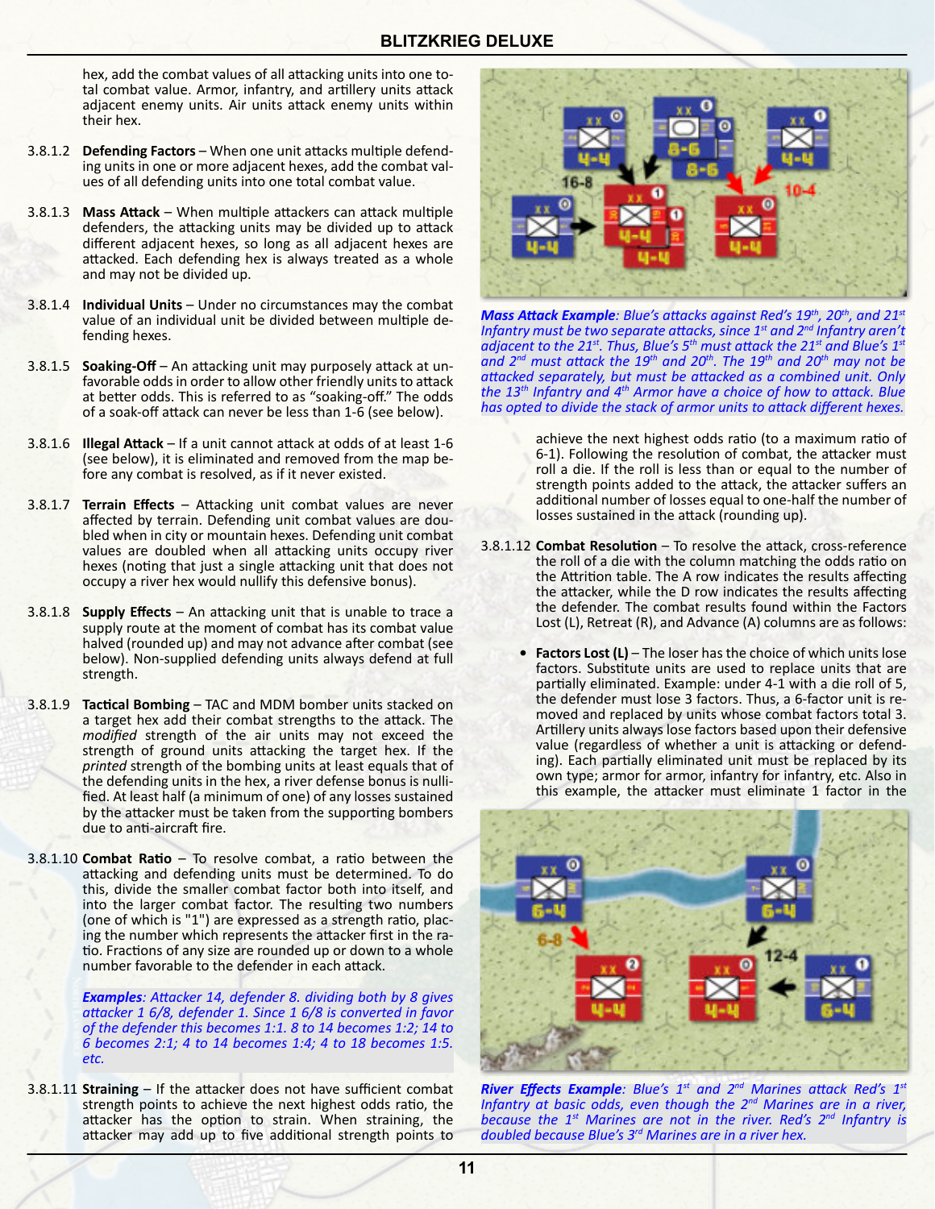hex, add the combat values of all attacking units into one total combat value. Armor, infantry, and artillery units attack adjacent enemy units. Air units attack enemy units within their hex.

3.8.1.2 **Defending Factors** – When one unit attacks multiple defending units in one or more adjacent hexes, add the combat values of all defending units into one total combat value.

3.8.1.3 **Mass Attack** – When multiple attackers can attack multiple defenders, the attacking units may be divided up to attack different adjacent hexes, so long as all adjacent hexes are attacked. Each defending hex is always treated as a whole and may not be divided up.

3.8.1.4 **Individual Units** – Under no circumstances may the combat value of an individual unit be divided between multiple defending hexes.

3.8.1.5 **Soaking-Off** – An attacking unit may purposely attack at unfavorable odds in order to allow other friendly units to attack at better odds. This is referred to as "soaking-off." The odds of a soak-off attack can never be less than 1-6 (see below).

3.8.1.6 **Illegal Attack** – If a unit cannot attack at odds of at least 1-6 (see below), it is eliminated and removed from the map before any combat is resolved, as if it never existed.

3.8.1.7 **Terrain Effects** – Attacking unit combat values are never affected by terrain. Defending unit combat values are doubled when in city or mountain hexes. Defending unit combat values are doubled when all attacking units occupy river hexes (noting that just a single attacking unit that does not occupy a river hex would nullify this defensive bonus).

3.8.1.8 **Supply Effects** – An attacking unit that is unable to trace a supply route at the moment of combat has its combat value halved (rounded up) and may not advance after combat (see below). Non-supplied defending units always defend at full strength.

3.8.1.9 **Tactical Bombing** – TAC and MDM bomber units stacked on a target hex add their combat strengths to the attack. The *modified* strength of the air units may not exceed the strength of ground units attacking the target hex. If the *printed* strength of the bombing units at least equals that of the defending units in the hex, a river defense bonus is nullified. At least half (a minimum of one) of any losses sustained by the attacker must be taken from the supporting bombers due to anti-aircraft fire.

3.8.1.10 **Combat Ratio** – To resolve combat, a ratio between the attacking and defending units must be determined. To do this, divide the smaller combat factor both into itself, and into the larger combat factor. The resulting two numbers (one of which is "1") are expressed as a strength ratio, placing the number which represents the attacker first in the ratio. Fractions of any size are rounded up or down to a whole number favorable to the defender in each attack.

***Examples**: Attacker 14, defender 8. dividing both by 8 gives attacker 1 6/8, defender 1. Since 1 6/8 is converted in favor of the defender this becomes 1:1. 8 to 14 becomes 1:2; 14 to 6 becomes 2:1; 4 to 14 becomes 1:4; 4 to 18 becomes 1:5. etc.*

3.8.1.11 **Straining** – If the attacker does not have sufficient combat strength points to achieve the next highest odds ratio, the attacker has the option to strain. When straining, the attacker may add up to five additional strength points to achieve the next highest odds ratio (to a maximum ratio of 6-1). Following the resolution of combat, the attacker must roll a die. If the roll is less than or equal to the number of strength points added to the attack, the attacker suffers an additional number of losses equal to one-half the number of losses sustained in the attack (rounding up).

***Mass Attack Example**: Blue's attacks against Red's 19th, 20th, and 21st Infantry must be two separate attacks, since 1st and 2nd Infantry aren't adjacent to the 21st. Thus, Blue's 5th must attack the 21st and Blue's 1st and 2nd must attack the 19th and 20th. The 19th and 20th may not be attacked separately, but must be attacked as a combined unit. Only the 13th Infantry and 4th Armor have a choice of how to attack. Blue has opted to divide the stack of armor units to attack different hexes.*

3.8.1.12 **Combat Resolution** – To resolve the attack, cross-reference the roll of a die with the column matching the odds ratio on the Attrition table. The A row indicates the results affecting the attacker, while the D row indicates the results affecting the defender. The combat results found within the Factors Lost (L), Retreat (R), and Advance (A) columns are as follows:

- **Factors Lost (L)** – The loser has the choice of which units lose factors. Substitute units are used to replace units that are partially eliminated. Example: under 4-1 with a die roll of 5, the defender must lose 3 factors. Thus, a 6-factor unit is removed and replaced by units whose combat factors total 3. Artillery units always lose factors based upon their defensive value (regardless of whether a unit is attacking or defending). Each partially eliminated unit must be replaced by its own type; armor for armor, infantry for infantry, etc. Also in this example, the attacker must eliminate 1 factor in the

***River Effects Example**: Blue's 1st and 2nd Marines attack Red's 1st Infantry at basic odds, even though the 2nd Marines are in a river, because the 1st Marines are not in the river. Red's 2nd Infantry is doubled because Blue's 3rd Marines are in a river hex.*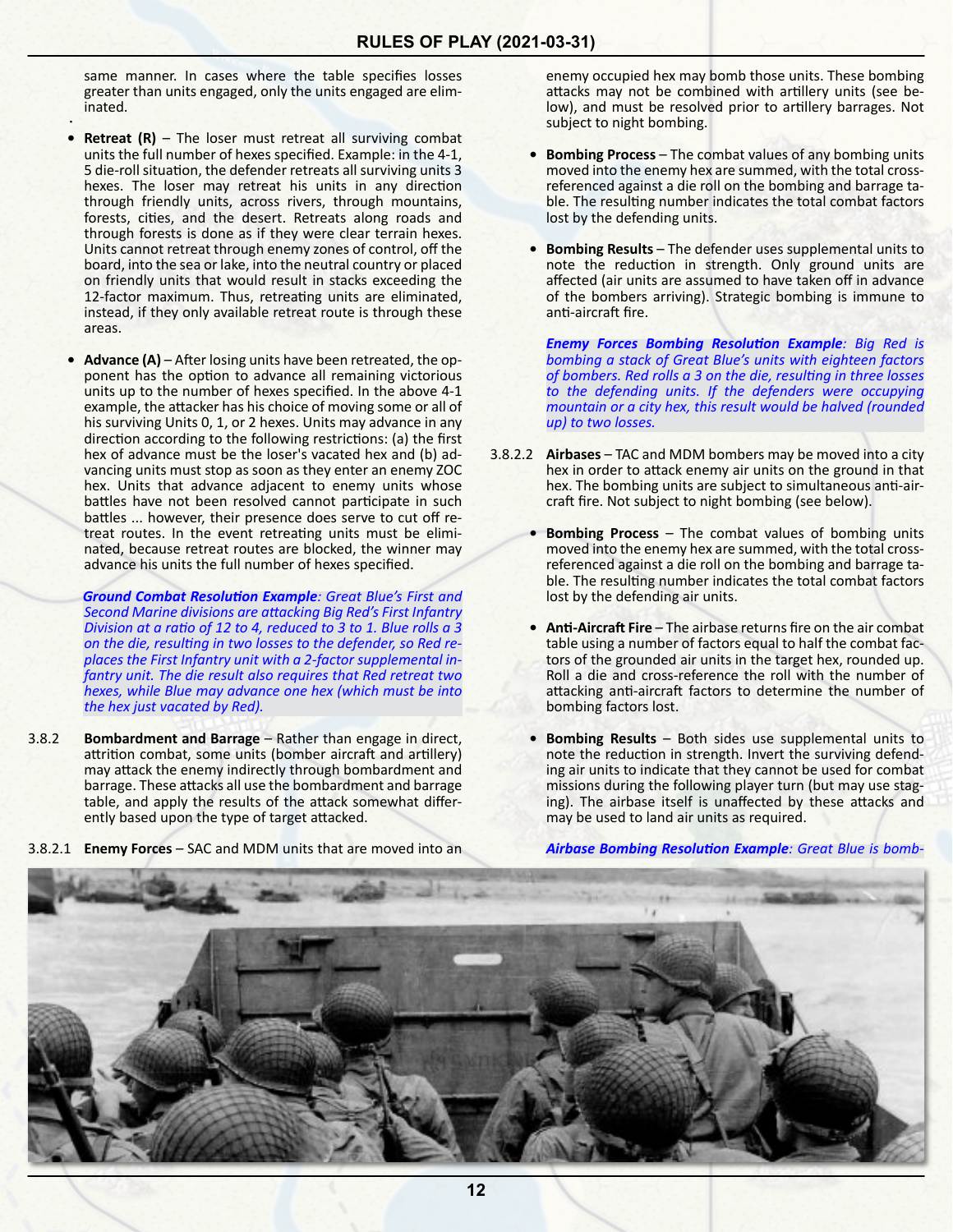same manner. In cases where the table specifies losses greater than units engaged, only the units engaged are eliminated.

- **Retreat (R)** – The loser must retreat all surviving combat units the full number of hexes specified. Example: in the 4-1, 5 die-roll situation, the defender retreats all surviving units 3 hexes. The loser may retreat his units in any direction through friendly units, across rivers, through mountains, forests, cities, and the desert. Retreats along roads and through forests is done as if they were clear terrain hexes. Units cannot retreat through enemy zones of control, off the board, into the sea or lake, into the neutral country or placed on friendly units that would result in stacks exceeding the 12-factor maximum. Thus, retreating units are eliminated, instead, if they only available retreat route is through these areas.

- **Advance (A)** – After losing units have been retreated, the opponent has the option to advance all remaining victorious units up to the number of hexes specified. In the above 4-1 example, the attacker has his choice of moving some or all of his surviving Units 0, 1, or 2 hexes. Units may advance in any direction according to the following restrictions: (a) the first hex of advance must be the loser's vacated hex and (b) advancing units must stop as soon as they enter an enemy ZOC hex. Units that advance adjacent to enemy units whose battles have not been resolved cannot participate in such battles ... however, their presence does serve to cut off retreat routes. In the event retreating units must be eliminated, because retreat routes are blocked, the winner may advance his units the full number of hexes specified.

***Ground Combat Resolution Example**: Great Blue's First and Second Marine divisions are attacking Big Red's First Infantry Division at a ratio of 12 to 4, reduced to 3 to 1. Blue rolls a 3 on the die, resulting in two losses to the defender, so Red replaces the First Infantry unit with a 2-factor supplemental infantry unit. The die result also requires that Red retreat two hexes, while Blue may advance one hex (which must be into the hex just vacated by Red).*

3.8.2 **Bombardment and Barrage** – Rather than engage in direct, attrition combat, some units (bomber aircraft and artillery) may attack the enemy indirectly through bombardment and barrage. These attacks all use the bombardment and barrage table, and apply the results of the attack somewhat differently based upon the type of target attacked.

3.8.2.1 **Enemy Forces** – SAC and MDM units that are moved into an enemy occupied hex may bomb those units. These bombing attacks may not be combined with artillery units (see below), and must be resolved prior to artillery barrages. Not subject to night bombing.

- **Bombing Process** – The combat values of any bombing units moved into the enemy hex are summed, with the total cross-referenced against a die roll on the bombing and barrage table. The resulting number indicates the total combat factors lost by the defending units.

- **Bombing Results** – The defender uses supplemental units to note the reduction in strength. Only ground units are affected (air units are assumed to have taken off in advance of the bombers arriving). Strategic bombing is immune to anti-aircraft fire.

***Enemy Forces Bombing Resolution Example**: Big Red is bombing a stack of Great Blue's units with eighteen factors of bombers. Red rolls a 3 on the die, resulting in three losses to the defending units. If the defenders were occupying mountain or a city hex, this result would be halved (rounded up) to two losses.*

3.8.2.2 **Airbases** – TAC and MDM bombers may be moved into a city hex in order to attack enemy air units on the ground in that hex. The bombing units are subject to simultaneous anti-aircraft fire. Not subject to night bombing (see below).

- **Bombing Process** – The combat values of bombing units moved into the enemy hex are summed, with the total cross-referenced against a die roll on the bombing and barrage table. The resulting number indicates the total combat factors lost by the defending air units.

- **Anti-Aircraft Fire** – The airbase returns fire on the air combat table using a number of factors equal to half the combat factors of the grounded air units in the target hex, rounded up. Roll a die and cross-reference the roll with the number of attacking anti-aircraft factors to determine the number of bombing factors lost.

- **Bombing Results** – Both sides use supplemental units to note the reduction in strength. Invert the surviving defending air units to indicate that they cannot be used for combat missions during the following player turn (but may use staging). The airbase itself is unaffected by these attacks and may be used to land air units as required.

***Airbase Bombing Resolution Example**: Great Blue is bomb-*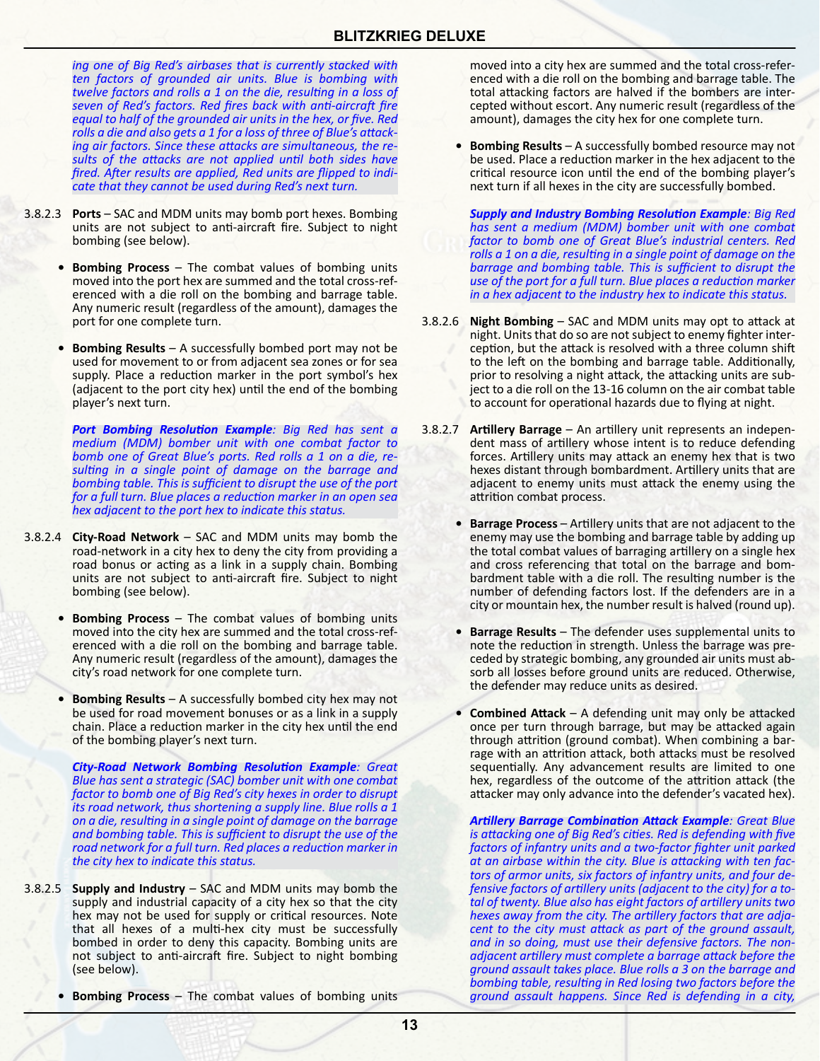*ing one of Big Red's airbases that is currently stacked with ten factors of grounded air units. Blue is bombing with twelve factors and rolls a 1 on the die, resulting in a loss of seven of Red's factors. Red fires back with anti-aircraft fire equal to half of the grounded air units in the hex, or five. Red rolls a die and also gets a 1 for a loss of three of Blue's attacking air factors. Since these attacks are simultaneous, the results of the attacks are not applied until both sides have fired. After results are applied, Red units are flipped to indicate that they cannot be used during Red's next turn.*

3.8.2.3 **Ports** – SAC and MDM units may bomb port hexes. Bombing units are not subject to anti-aircraft fire. Subject to night bombing (see below).

- **Bombing Process** – The combat values of bombing units moved into the port hex are summed and the total cross-referenced with a die roll on the bombing and barrage table. Any numeric result (regardless of the amount), damages the port for one complete turn.

- **Bombing Results** – A successfully bombed port may not be used for movement to or from adjacent sea zones or for sea supply. Place a reduction marker in the port symbol's hex (adjacent to the port city hex) until the end of the bombing player's next turn.

***Port Bombing Resolution Example***: *Big Red has sent a medium (MDM) bomber unit with one combat factor to bomb one of Great Blue's ports. Red rolls a 1 on a die, resulting in a single point of damage on the barrage and bombing table. This is sufficient to disrupt the use of the port for a full turn. Blue places a reduction marker in an open sea hex adjacent to the port hex to indicate this status.*

3.8.2.4 **City-Road Network** – SAC and MDM units may bomb the road-network in a city hex to deny the city from providing a road bonus or acting as a link in a supply chain. Bombing units are not subject to anti-aircraft fire. Subject to night bombing (see below).

- **Bombing Process** – The combat values of bombing units moved into the city hex are summed and the total cross-referenced with a die roll on the bombing and barrage table. Any numeric result (regardless of the amount), damages the city's road network for one complete turn.

- **Bombing Results** – A successfully bombed city hex may not be used for road movement bonuses or as a link in a supply chain. Place a reduction marker in the city hex until the end of the bombing player's next turn.

***City-Road Network Bombing Resolution Example***: *Great Blue has sent a strategic (SAC) bomber unit with one combat factor to bomb one of Big Red's city hexes in order to disrupt its road network, thus shortening a supply line. Blue rolls a 1 on a die, resulting in a single point of damage on the barrage and bombing table. This is sufficient to disrupt the use of the road network for a full turn. Red places a reduction marker in the city hex to indicate this status.*

3.8.2.5 **Supply and Industry** – SAC and MDM units may bomb the supply and industrial capacity of a city hex so that the city hex may not be used for supply or critical resources. Note that all hexes of a multi-hex city must be successfully bombed in order to deny this capacity. Bombing units are not subject to anti-aircraft fire. Subject to night bombing (see below).

- **Bombing Process** – The combat values of bombing units moved into a city hex are summed and the total cross-referenced with a die roll on the bombing and barrage table. The total attacking factors are halved if the bombers are intercepted without escort. Any numeric result (regardless of the amount), damages the city hex for one complete turn.

- **Bombing Results** – A successfully bombed resource may not be used. Place a reduction marker in the hex adjacent to the critical resource icon until the end of the bombing player's next turn if all hexes in the city are successfully bombed.

***Supply and Industry Bombing Resolution Example***: *Big Red has sent a medium (MDM) bomber unit with one combat factor to bomb one of Great Blue's industrial centers. Red rolls a 1 on a die, resulting in a single point of damage on the barrage and bombing table. This is sufficient to disrupt the use of the port for a full turn. Blue places a reduction marker in a hex adjacent to the industry hex to indicate this status.*

3.8.2.6 **Night Bombing** – SAC and MDM units may opt to attack at night. Units that do so are not subject to enemy fighter interception, but the attack is resolved with a three column shift to the left on the bombing and barrage table. Additionally, prior to resolving a night attack, the attacking units are subject to a die roll on the 13-16 column on the air combat table to account for operational hazards due to flying at night.

3.8.2.7 **Artillery Barrage** – An artillery unit represents an independent mass of artillery whose intent is to reduce defending forces. Artillery units may attack an enemy hex that is two hexes distant through bombardment. Artillery units that are adjacent to enemy units must attack the enemy using the attrition combat process.

- **Barrage Process** – Artillery units that are not adjacent to the enemy may use the bombing and barrage table by adding up the total combat values of barraging artillery on a single hex and cross referencing that total on the barrage and bombardment table with a die roll. The resulting number is the number of defending factors lost. If the defenders are in a city or mountain hex, the number result is halved (round up).

- **Barrage Results** – The defender uses supplemental units to note the reduction in strength. Unless the barrage was preceded by strategic bombing, any grounded air units must absorb all losses before ground units are reduced. Otherwise, the defender may reduce units as desired.

- **Combined Attack** – A defending unit may only be attacked once per turn through barrage, but may be attacked again through attrition (ground combat). When combining a barrage with an attrition attack, both attacks must be resolved sequentially. Any advancement results are limited to one hex, regardless of the outcome of the attrition attack (the attacker may only advance into the defender's vacated hex).

***Artillery Barrage Combination Attack Example***: *Great Blue is attacking one of Big Red's cities. Red is defending with five factors of infantry units and a two-factor fighter unit parked at an airbase within the city. Blue is attacking with ten factors of armor units, six factors of infantry units, and four defensive factors of artillery units (adjacent to the city) for a total of twenty. Blue also has eight factors of artillery units two hexes away from the city. The artillery factors that are adjacent to the city must attack as part of the ground assault, and in so doing, must use their defensive factors. The non-adjacent artillery must complete a barrage attack before the ground assault takes place. Blue rolls a 3 on the barrage and bombing table, resulting in Red losing two factors before the ground assault happens. Since Red is defending in a city,*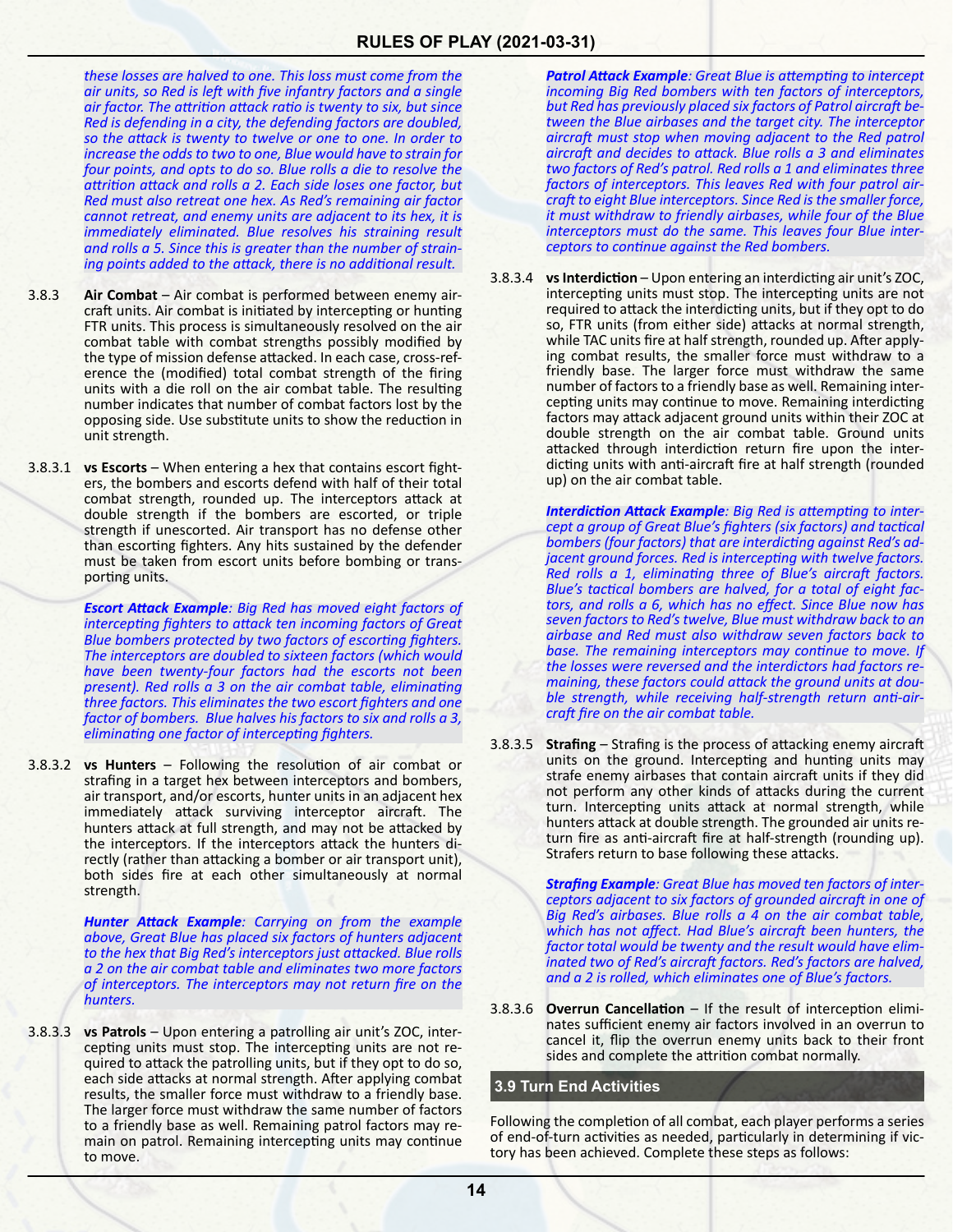*these losses are halved to one. This loss must come from the air units, so Red is left with five infantry factors and a single air factor. The attrition attack ratio is twenty to six, but since Red is defending in a city, the defending factors are doubled, so the attack is twenty to twelve or one to one. In order to increase the odds to two to one, Blue would have to strain for four points, and opts to do so. Blue rolls a die to resolve the attrition attack and rolls a 2. Each side loses one factor, but Red must also retreat one hex. As Red's remaining air factor cannot retreat, and enemy units are adjacent to its hex, it is immediately eliminated. Blue resolves his straining result and rolls a 5. Since this is greater than the number of straining points added to the attack, there is no additional result.*

3.8.3 **Air Combat** – Air combat is performed between enemy aircraft units. Air combat is initiated by intercepting or hunting FTR units. This process is simultaneously resolved on the air combat table with combat strengths possibly modified by the type of mission defense attacked. In each case, cross-reference the (modified) total combat strength of the firing units with a die roll on the air combat table. The resulting number indicates that number of combat factors lost by the opposing side. Use substitute units to show the reduction in unit strength.

3.8.3.1 **vs Escorts** – When entering a hex that contains escort fighters, the bombers and escorts defend with half of their total combat strength, rounded up. The interceptors attack at double strength if the bombers are escorted, or triple strength if unescorted. Air transport has no defense other than escorting fighters. Any hits sustained by the defender must be taken from escort units before bombing or transporting units.

***Escort Attack Example**: Big Red has moved eight factors of intercepting fighters to attack ten incoming factors of Great Blue bombers protected by two factors of escorting fighters. The interceptors are doubled to sixteen factors (which would have been twenty-four factors had the escorts not been present). Red rolls a 3 on the air combat table, eliminating three factors. This eliminates the two escort fighters and one factor of bombers. Blue halves his factors to six and rolls a 3, eliminating one factor of intercepting fighters.*

3.8.3.2 **vs Hunters** – Following the resolution of air combat or strafing in a target hex between interceptors and bombers, air transport, and/or escorts, hunter units in an adjacent hex immediately attack surviving interceptor aircraft. The hunters attack at full strength, and may not be attacked by the interceptors. If the interceptors attack the hunters directly (rather than attacking a bomber or air transport unit), both sides fire at each other simultaneously at normal strength.

***Hunter Attack Example**: Carrying on from the example above, Great Blue has placed six factors of hunters adjacent to the hex that Big Red's interceptors just attacked. Blue rolls a 2 on the air combat table and eliminates two more factors of interceptors. The interceptors may not return fire on the hunters.*

3.8.3.3 **vs Patrols** – Upon entering a patrolling air unit's ZOC, intercepting units must stop. The intercepting units are not required to attack the patrolling units, but if they opt to do so, each side attacks at normal strength. After applying combat results, the smaller force must withdraw to a friendly base. The larger force must withdraw the same number of factors to a friendly base as well. Remaining patrol factors may remain on patrol. Remaining intercepting units may continue to move.

***Patrol Attack Example**: Great Blue is attempting to intercept incoming Big Red bombers with ten factors of interceptors, but Red has previously placed six factors of Patrol aircraft between the Blue airbases and the target city. The interceptor aircraft must stop when moving adjacent to the Red patrol aircraft and decides to attack. Blue rolls a 3 and eliminates two factors of Red's patrol. Red rolls a 1 and eliminates three factors of interceptors. This leaves Red with four patrol aircraft to eight Blue interceptors. Since Red is the smaller force, it must withdraw to friendly airbases, while four of the Blue interceptors must do the same. This leaves four Blue interceptors to continue against the Red bombers.*

3.8.3.4 **vs Interdiction** – Upon entering an interdicting air unit's ZOC, intercepting units must stop. The intercepting units are not required to attack the interdicting units, but if they opt to do so, FTR units (from either side) attacks at normal strength, while TAC units fire at half strength, rounded up. After applying combat results, the smaller force must withdraw to a friendly base. The larger force must withdraw the same number of factors to a friendly base as well. Remaining intercepting units may continue to move. Remaining interdicting factors may attack adjacent ground units within their ZOC at double strength on the air combat table. Ground units attacked through interdiction return fire upon the interdicting units with anti-aircraft fire at half strength (rounded up) on the air combat table.

***Interdiction Attack Example**: Big Red is attempting to intercept a group of Great Blue's fighters (six factors) and tactical bombers (four factors) that are interdicting against Red's adjacent ground forces. Red is intercepting with twelve factors. Red rolls a 1, eliminating three of Blue's aircraft factors. Blue's tactical bombers are halved, for a total of eight factors, and rolls a 6, which has no effect. Since Blue now has seven factors to Red's twelve, Blue must withdraw back to an airbase and Red must also withdraw seven factors back to base. The remaining interceptors may continue to move. If the losses were reversed and the interdictors had factors remaining, these factors could attack the ground units at double strength, while receiving half-strength return anti-aircraft fire on the air combat table.*

3.8.3.5 **Strafing** – Strafing is the process of attacking enemy aircraft units on the ground. Intercepting and hunting units may strafe enemy airbases that contain aircraft units if they did not perform any other kinds of attacks during the current turn. Intercepting units attack at normal strength, while hunters attack at double strength. The grounded air units return fire as anti-aircraft fire at half-strength (rounding up). Strafers return to base following these attacks.

***Strafing Example**: Great Blue has moved ten factors of interceptors adjacent to six factors of grounded aircraft in one of Big Red's airbases. Blue rolls a 4 on the air combat table, which has not affect. Had Blue's aircraft been hunters, the factor total would be twenty and the result would have eliminated two of Red's aircraft factors. Red's factors are halved, and a 2 is rolled, which eliminates one of Blue's factors.*

3.8.3.6 **Overrun Cancellation** – If the result of interception eliminates sufficient enemy air factors involved in an overrun to cancel it, flip the overrun enemy units back to their front sides and complete the attrition combat normally.

## 3.9 Turn End Activities

Following the completion of all combat, each player performs a series of end-of-turn activities as needed, particularly in determining if victory has been achieved. Complete these steps as follows: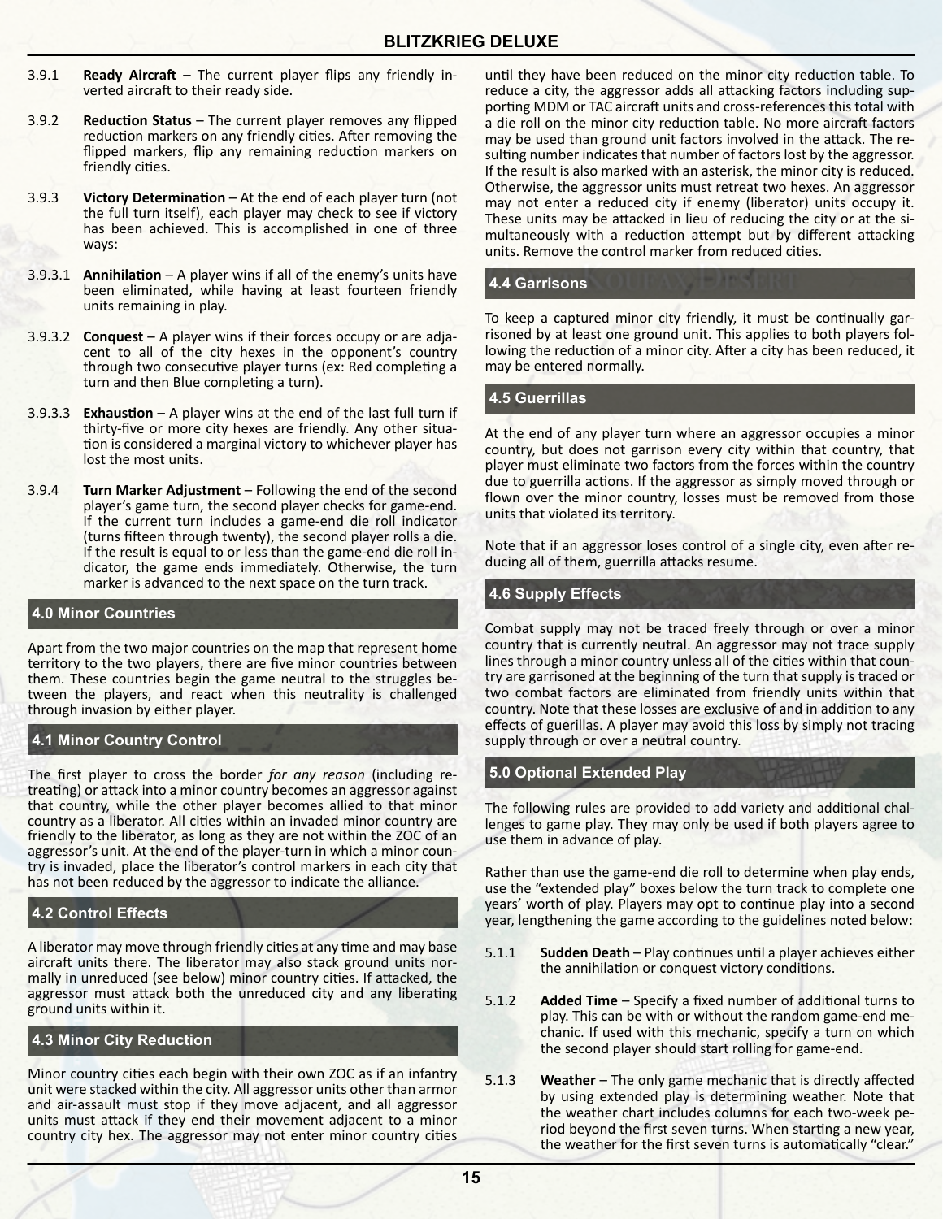3.9.1 **Ready Aircraft** – The current player flips any friendly inverted aircraft to their ready side.

3.9.2 **Reduction Status** – The current player removes any flipped reduction markers on any friendly cities. After removing the flipped markers, flip any remaining reduction markers on friendly cities.

3.9.3 **Victory Determination** – At the end of each player turn (not the full turn itself), each player may check to see if victory has been achieved. This is accomplished in one of three ways:

3.9.3.1 **Annihilation** – A player wins if all of the enemy's units have been eliminated, while having at least fourteen friendly units remaining in play.

3.9.3.2 **Conquest** – A player wins if their forces occupy or are adjacent to all of the city hexes in the opponent's country through two consecutive player turns (ex: Red completing a turn and then Blue completing a turn).

3.9.3.3 **Exhaustion** – A player wins at the end of the last full turn if thirty-five or more city hexes are friendly. Any other situation is considered a marginal victory to whichever player has lost the most units.

3.9.4 **Turn Marker Adjustment** – Following the end of the second player's game turn, the second player checks for game-end. If the current turn includes a game-end die roll indicator (turns fifteen through twenty), the second player rolls a die. If the result is equal to or less than the game-end die roll indicator, the game ends immediately. Otherwise, the turn marker is advanced to the next space on the turn track.

## 4.0 Minor Countries

Apart from the two major countries on the map that represent home territory to the two players, there are five minor countries between them. These countries begin the game neutral to the struggles between the players, and react when this neutrality is challenged through invasion by either player.

### 4.1 Minor Country Control

The first player to cross the border *for any reason* (including retreating) or attack into a minor country becomes an aggressor against that country, while the other player becomes allied to that minor country as a liberator. All cities within an invaded minor country are friendly to the liberator, as long as they are not within the ZOC of an aggressor's unit. At the end of the player-turn in which a minor country is invaded, place the liberator's control markers in each city that has not been reduced by the aggressor to indicate the alliance.

### 4.2 Control Effects

A liberator may move through friendly cities at any time and may base aircraft units there. The liberator may also stack ground units normally in unreduced (see below) minor country cities. If attacked, the aggressor must attack both the unreduced city and any liberating ground units within it.

### 4.3 Minor City Reduction

Minor country cities each begin with their own ZOC as if an infantry unit were stacked within the city. All aggressor units other than armor and air-assault must stop if they move adjacent, and all aggressor units must attack if they end their movement adjacent to a minor country city hex. The aggressor may not enter minor country cities until they have been reduced on the minor city reduction table. To reduce a city, the aggressor adds all attacking factors including supporting MDM or TAC aircraft units and cross-references this total with a die roll on the minor city reduction table. No more aircraft factors may be used than ground unit factors involved in the attack. The resulting number indicates that number of factors lost by the aggressor. If the result is also marked with an asterisk, the minor city is reduced. Otherwise, the aggressor units must retreat two hexes. An aggressor may not enter a reduced city if enemy (liberator) units occupy it. These units may be attacked in lieu of reducing the city or at the simultaneously with a reduction attempt but by different attacking units. Remove the control marker from reduced cities.

### 4.4 Garrisons

To keep a captured minor city friendly, it must be continually garrisoned by at least one ground unit. This applies to both players following the reduction of a minor city. After a city has been reduced, it may be entered normally.

### 4.5 Guerrillas

At the end of any player turn where an aggressor occupies a minor country, but does not garrison every city within that country, that player must eliminate two factors from the forces within the country due to guerrilla actions. If the aggressor as simply moved through or flown over the minor country, losses must be removed from those units that violated its territory.

Note that if an aggressor loses control of a single city, even after reducing all of them, guerrilla attacks resume.

### 4.6 Supply Effects

Combat supply may not be traced freely through or over a minor country that is currently neutral. An aggressor may not trace supply lines through a minor country unless all of the cities within that country are garrisoned at the beginning of the turn that supply is traced or two combat factors are eliminated from friendly units within that country. Note that these losses are exclusive of and in addition to any effects of guerillas. A player may avoid this loss by simply not tracing supply through or over a neutral country.

## 5.0 Optional Extended Play

The following rules are provided to add variety and additional challenges to game play. They may only be used if both players agree to use them in advance of play.

Rather than use the game-end die roll to determine when play ends, use the "extended play" boxes below the turn track to complete one years' worth of play. Players may opt to continue play into a second year, lengthening the game according to the guidelines noted below:

5.1.1 **Sudden Death** – Play continues until a player achieves either the annihilation or conquest victory conditions.

5.1.2 **Added Time** – Specify a fixed number of additional turns to play. This can be with or without the random game-end mechanic. If used with this mechanic, specify a turn on which the second player should start rolling for game-end.

5.1.3 **Weather** – The only game mechanic that is directly affected by using extended play is determining weather. Note that the weather chart includes columns for each two-week period beyond the first seven turns. When starting a new year, the weather for the first seven turns is automatically "clear."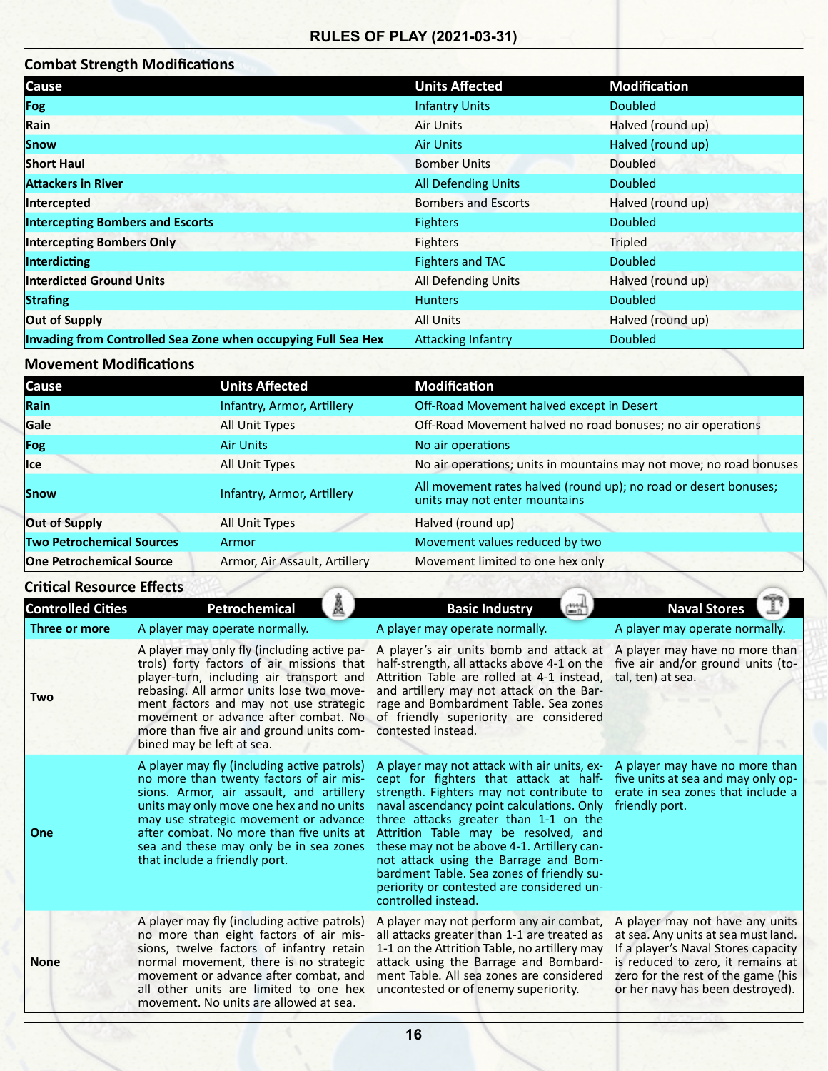## Combat Strength Modifications

| Cause | Units Affected | Modification |
|---|---|---|
| **Fog** | Infantry Units | Doubled |
| **Rain** | Air Units | Halved (round up) |
| **Snow** | Air Units | Halved (round up) |
| **Short Haul** | Bomber Units | Doubled |
| **Attackers in River** | All Defending Units | Doubled |
| **Intercepted** | Bombers and Escorts | Halved (round up) |
| **Intercepting Bombers and Escorts** | Fighters | Doubled |
| **Intercepting Bombers Only** | Fighters | Tripled |
| **Interdicting** | Fighters and TAC | Doubled |
| **Interdicted Ground Units** | All Defending Units | Halved (round up) |
| **Strafing** | Hunters | Doubled |
| **Out of Supply** | All Units | Halved (round up) |
| **Invading from Controlled Sea Zone when occupying Full Sea Hex** | Attacking Infantry | Doubled |

## Movement Modifications

| Cause | Units Affected | Modification |
|---|---|---|
| **Rain** | Infantry, Armor, Artillery | Off-Road Movement halved except in Desert |
| **Gale** | All Unit Types | Off-Road Movement halved no road bonuses; no air operations |
| **Fog** | Air Units | No air operations |
| **Ice** | All Unit Types | No air operations; units in mountains may not move; no road bonuses |
| **Snow** | Infantry, Armor, Artillery | All movement rates halved (round up); no road or desert bonuses; units may not enter mountains |
| **Out of Supply** | All Unit Types | Halved (round up) |
| **Two Petrochemical Sources** | Armor | Movement values reduced by two |
| **One Petrochemical Source** | Armor, Air Assault, Artillery | Movement limited to one hex only |

## Critical Resource Effects

| Controlled Cities | Petrochemical | Basic Industry | Naval Stores |
|---|---|---|---|
| **Three or more** | A player may operate normally. | A player may operate normally. | A player may operate normally. |
| **Two** | A player may only fly (including active patrols) forty factors of air missions that player-turn, including air transport and rebasing. All armor units lose two movement factors and may not use strategic movement or advance after combat. No more than five air and ground units combined may be left at sea. | A player's air units bomb and attack at half-strength, all attacks above 4-1 on the Attrition Table are rolled at 4-1 instead, and artillery may not attack on the Barrage and Bombardment Table. Sea zones of friendly superiority are considered contested instead. | A player may have no more than five air and/or ground units (total, ten) at sea. |
| **One** | A player may fly (including active patrols) no more than twenty factors of air missions. Armor, air assault, and artillery units may only move one hex and no units may use strategic movement or advance after combat. No more than five units at sea and these may only be in sea zones that include a friendly port. | A player may not attack with air units, except for fighters that attack at half-strength. Fighters may not contribute to naval ascendancy point calculations. Only three attacks greater than 1-1 on the Attrition Table may be resolved, and these may not be above 4-1. Artillery cannot attack using the Barrage and Bombardment Table. Sea zones of friendly superiority or contested are considered uncontrolled instead. | A player may have no more than five units at sea and may only operate in sea zones that include a friendly port. |
| **None** | A player may fly (including active patrols) no more than eight factors of air missions, twelve factors of infantry retain normal movement, there is no strategic movement or advance after combat, and all other units are limited to one hex movement. No units are allowed at sea. | A player may not perform any air combat, all attacks greater than 1-1 are treated as 1-1 on the Attrition Table, no artillery may attack using the Barrage and Bombardment Table. All sea zones are considered uncontested or of enemy superiority. | A player may not have any units at sea. Any units at sea must land. If a player's Naval Stores capacity is reduced to zero, it remains at zero for the rest of the game (his or her navy has been destroyed). |